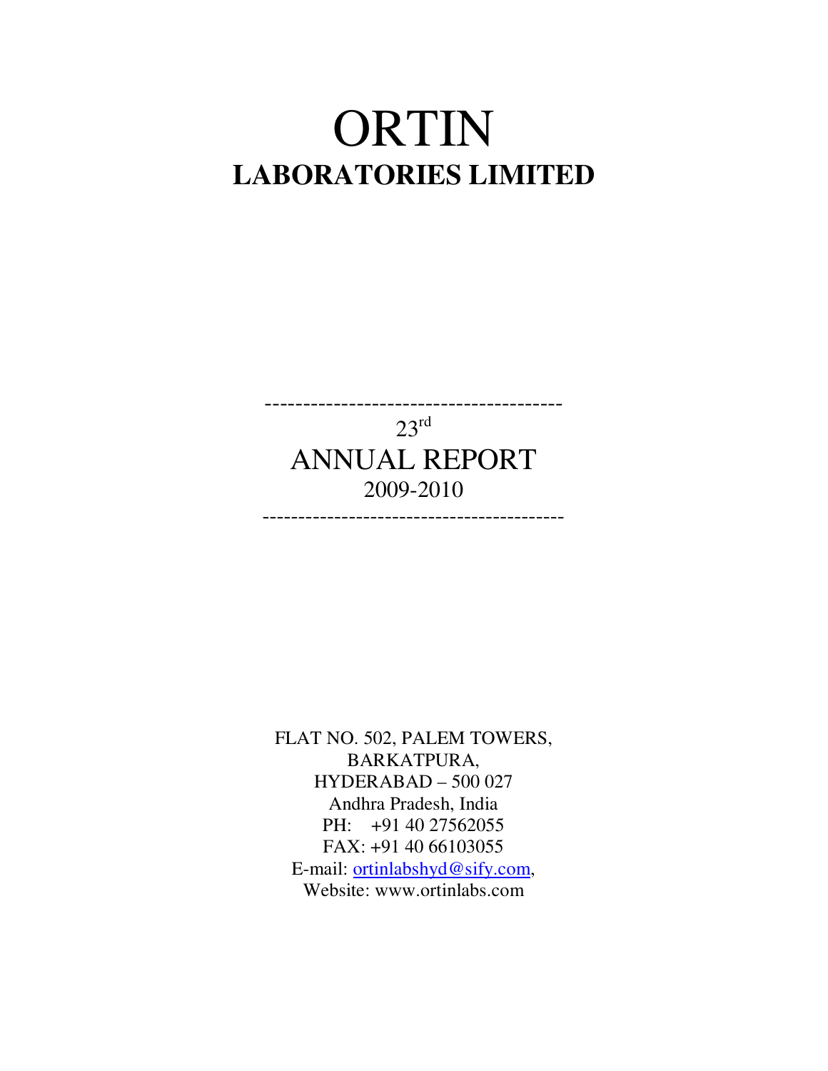# ORTIN
# LABORATORIES LIMITED

---

23rd

## ANNUAL REPORT
2009-2010

---

FLAT NO. 502, PALEM TOWERS,
BARKATPURA,
HYDERABAD – 500 027
Andhra Pradesh, India
PH: +91 40 27562055
FAX: +91 40 66103055
E-mail: ortinlabshyd@sify.com,
Website: www.ortinlabs.com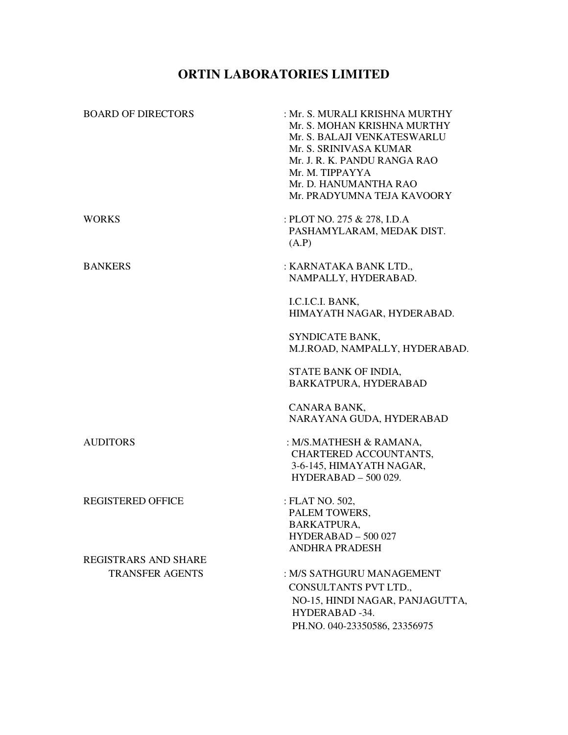# ORTIN LABORATORIES LIMITED

| | |
|---|---|
| BOARD OF DIRECTORS | : Mr. S. MURALI KRISHNA MURTHY<br>Mr. S. MOHAN KRISHNA MURTHY<br>Mr. S. BALAJI VENKATESWARLU<br>Mr. S. SRINIVASA KUMAR<br>Mr. J. R. K. PANDU RANGA RAO<br>Mr. M. TIPPAYYA<br>Mr. D. HANUMANTHA RAO<br>Mr. PRADYUMNA TEJA KAVOORY |
| WORKS | : PLOT NO. 275 & 278, I.D.A<br>PASHAMYLARAM, MEDAK DIST.<br>(A.P) |
| BANKERS | : KARNATAKA BANK LTD.,<br>NAMPALLY, HYDERABAD.<br><br>I.C.I.C.I. BANK,<br>HIMAYATH NAGAR, HYDERABAD.<br><br>SYNDICATE BANK,<br>M.J.ROAD, NAMPALLY, HYDERABAD.<br><br>STATE BANK OF INDIA,<br>BARKATPURA, HYDERABAD<br><br>CANARA BANK,<br>NARAYANA GUDA, HYDERABAD |
| AUDITORS | : M/S.MATHESH & RAMANA,<br>CHARTERED ACCOUNTANTS,<br>3-6-145, HIMAYATH NAGAR,<br>HYDERABAD – 500 029. |
| REGISTERED OFFICE | : FLAT NO. 502,<br>PALEM TOWERS,<br>BARKATPURA,<br>HYDERABAD – 500 027<br>ANDHRA PRADESH |
| REGISTRARS AND SHARE TRANSFER AGENTS | : M/S SATHGURU MANAGEMENT<br>CONSULTANTS PVT LTD.,<br>NO-15, HINDI NAGAR, PANJAGUTTA,<br>HYDERABAD -34.<br>PH.NO. 040-23350586, 23356975 |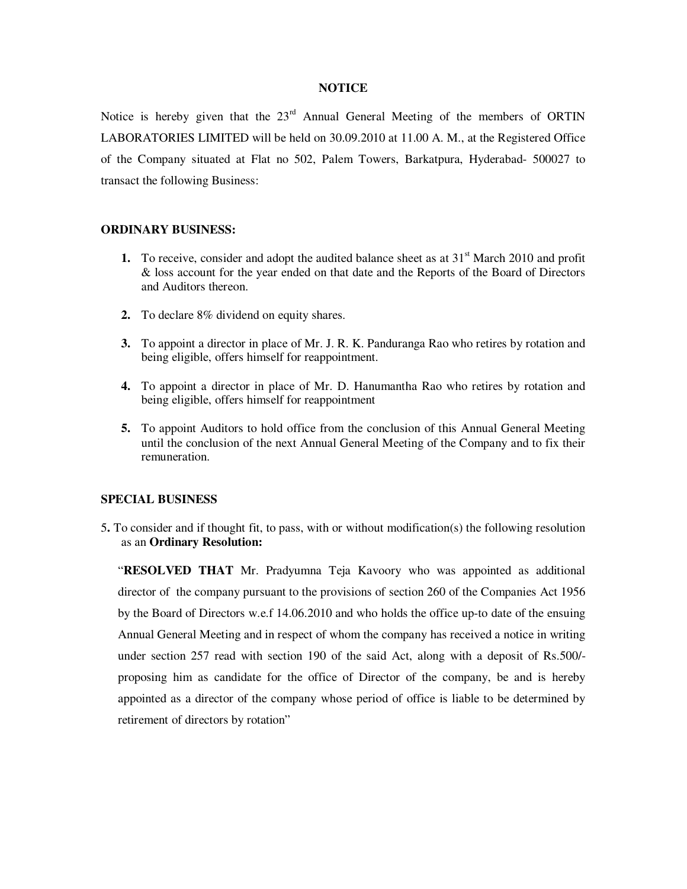# NOTICE

Notice is hereby given that the 23rd Annual General Meeting of the members of ORTIN LABORATORIES LIMITED will be held on 30.09.2010 at 11.00 A. M., at the Registered Office of the Company situated at Flat no 502, Palem Towers, Barkatpura, Hyderabad- 500027 to transact the following Business:

## ORDINARY BUSINESS:

1. To receive, consider and adopt the audited balance sheet as at 31st March 2010 and profit & loss account for the year ended on that date and the Reports of the Board of Directors and Auditors thereon.
2. To declare 8% dividend on equity shares.
3. To appoint a director in place of Mr. J. R. K. Panduranga Rao who retires by rotation and being eligible, offers himself for reappointment.
4. To appoint a director in place of Mr. D. Hanumantha Rao who retires by rotation and being eligible, offers himself for reappointment
5. To appoint Auditors to hold office from the conclusion of this Annual General Meeting until the conclusion of the next Annual General Meeting of the Company and to fix their remuneration.

## SPECIAL BUSINESS

5. To consider and if thought fit, to pass, with or without modification(s) the following resolution as an **Ordinary Resolution:**

"**RESOLVED THAT** Mr. Pradyumna Teja Kavoory who was appointed as additional director of the company pursuant to the provisions of section 260 of the Companies Act 1956 by the Board of Directors w.e.f 14.06.2010 and who holds the office up-to date of the ensuing Annual General Meeting and in respect of whom the company has received a notice in writing under section 257 read with section 190 of the said Act, along with a deposit of Rs.500/- proposing him as candidate for the office of Director of the company, be and is hereby appointed as a director of the company whose period of office is liable to be determined by retirement of directors by rotation"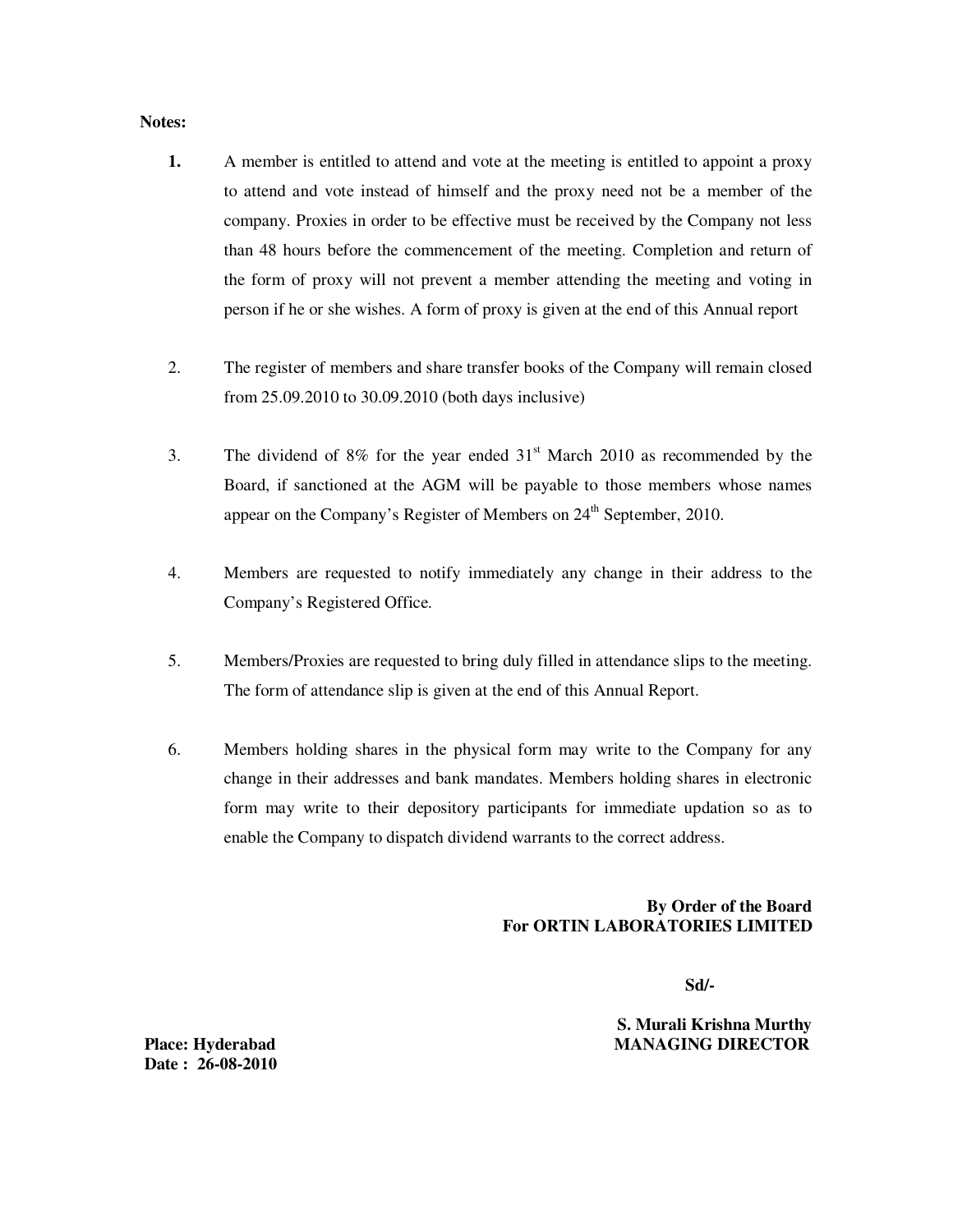**Notes:**

1. A member is entitled to attend and vote at the meeting is entitled to appoint a proxy to attend and vote instead of himself and the proxy need not be a member of the company. Proxies in order to be effective must be received by the Company not less than 48 hours before the commencement of the meeting. Completion and return of the form of proxy will not prevent a member attending the meeting and voting in person if he or she wishes. A form of proxy is given at the end of this Annual report

2. The register of members and share transfer books of the Company will remain closed from 25.09.2010 to 30.09.2010 (both days inclusive)

3. The dividend of 8% for the year ended 31st March 2010 as recommended by the Board, if sanctioned at the AGM will be payable to those members whose names appear on the Company's Register of Members on 24th September, 2010.

4. Members are requested to notify immediately any change in their address to the Company's Registered Office.

5. Members/Proxies are requested to bring duly filled in attendance slips to the meeting. The form of attendance slip is given at the end of this Annual Report.

6. Members holding shares in the physical form may write to the Company for any change in their addresses and bank mandates. Members holding shares in electronic form may write to their depository participants for immediate updation so as to enable the Company to dispatch dividend warrants to the correct address.

**By Order of the Board**
**For ORTIN LABORATORIES LIMITED**

**Sd/-**

**S. Murali Krishna Murthy**
**MANAGING DIRECTOR**

**Place: Hyderabad**
**Date : 26-08-2010**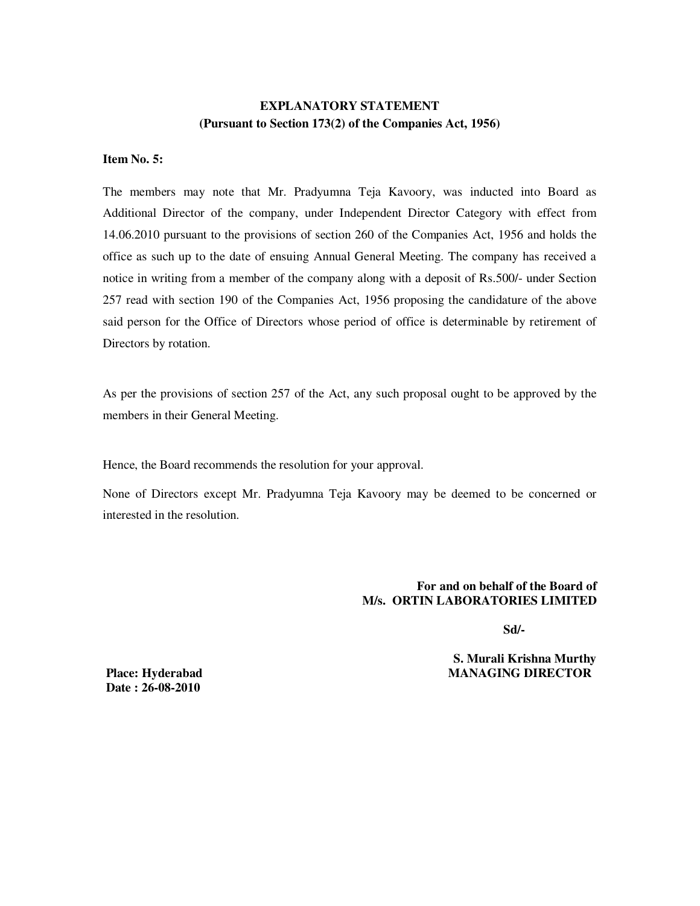## EXPLANATORY STATEMENT
### (Pursuant to Section 173(2) of the Companies Act, 1956)

**Item No. 5:**

The members may note that Mr. Pradyumna Teja Kavoory, was inducted into Board as Additional Director of the company, under Independent Director Category with effect from 14.06.2010 pursuant to the provisions of section 260 of the Companies Act, 1956 and holds the office as such up to the date of ensuing Annual General Meeting. The company has received a notice in writing from a member of the company along with a deposit of Rs.500/- under Section 257 read with section 190 of the Companies Act, 1956 proposing the candidature of the above said person for the Office of Directors whose period of office is determinable by retirement of Directors by rotation.

As per the provisions of section 257 of the Act, any such proposal ought to be approved by the members in their General Meeting.

Hence, the Board recommends the resolution for your approval.

None of Directors except Mr. Pradyumna Teja Kavoory may be deemed to be concerned or interested in the resolution.

**For and on behalf of the Board of**
**M/s. ORTIN LABORATORIES LIMITED**

**Sd/-**

**S. Murali Krishna Murthy**
**MANAGING DIRECTOR**

**Place: Hyderabad**
**Date : 26-08-2010**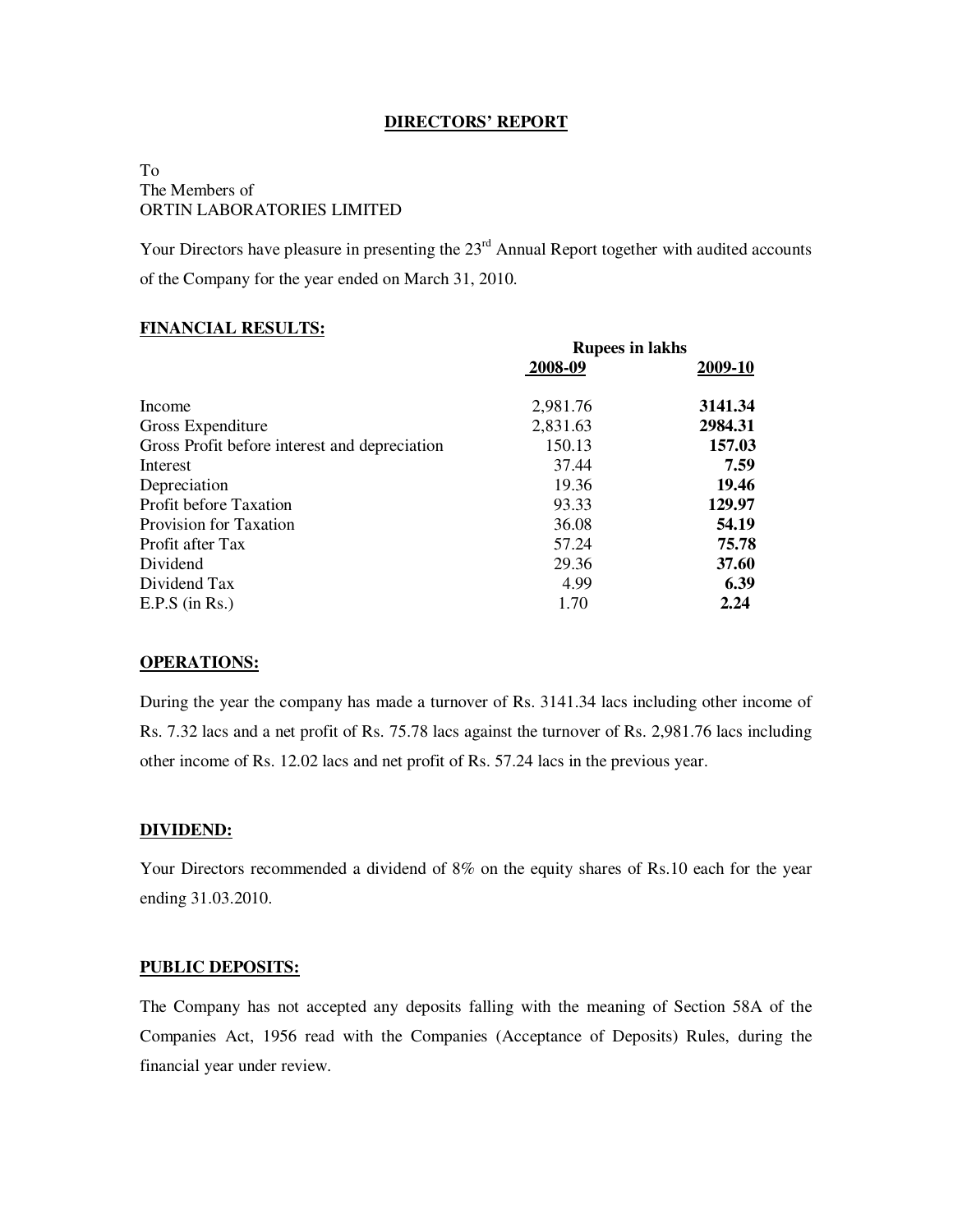# DIRECTORS' REPORT

To
The Members of
ORTIN LABORATORIES LIMITED

Your Directors have pleasure in presenting the 23rd Annual Report together with audited accounts of the Company for the year ended on March 31, 2010.

## FINANCIAL RESULTS:

| | Rupees in lakhs | |
|---|---|---|
| | 2008-09 | 2009-10 |
| Income | 2,981.76 | **3141.34** |
| Gross Expenditure | 2,831.63 | **2984.31** |
| Gross Profit before interest and depreciation | 150.13 | **157.03** |
| Interest | 37.44 | **7.59** |
| Depreciation | 19.36 | **19.46** |
| Profit before Taxation | 93.33 | **129.97** |
| Provision for Taxation | 36.08 | **54.19** |
| Profit after Tax | 57.24 | **75.78** |
| Dividend | 29.36 | **37.60** |
| Dividend Tax | 4.99 | **6.39** |
| E.P.S (in Rs.) | 1.70 | **2.24** |

## OPERATIONS:

During the year the company has made a turnover of Rs. 3141.34 lacs including other income of Rs. 7.32 lacs and a net profit of Rs. 75.78 lacs against the turnover of Rs. 2,981.76 lacs including other income of Rs. 12.02 lacs and net profit of Rs. 57.24 lacs in the previous year.

## DIVIDEND:

Your Directors recommended a dividend of 8% on the equity shares of Rs.10 each for the year ending 31.03.2010.

## PUBLIC DEPOSITS:

The Company has not accepted any deposits falling with the meaning of Section 58A of the Companies Act, 1956 read with the Companies (Acceptance of Deposits) Rules, during the financial year under review.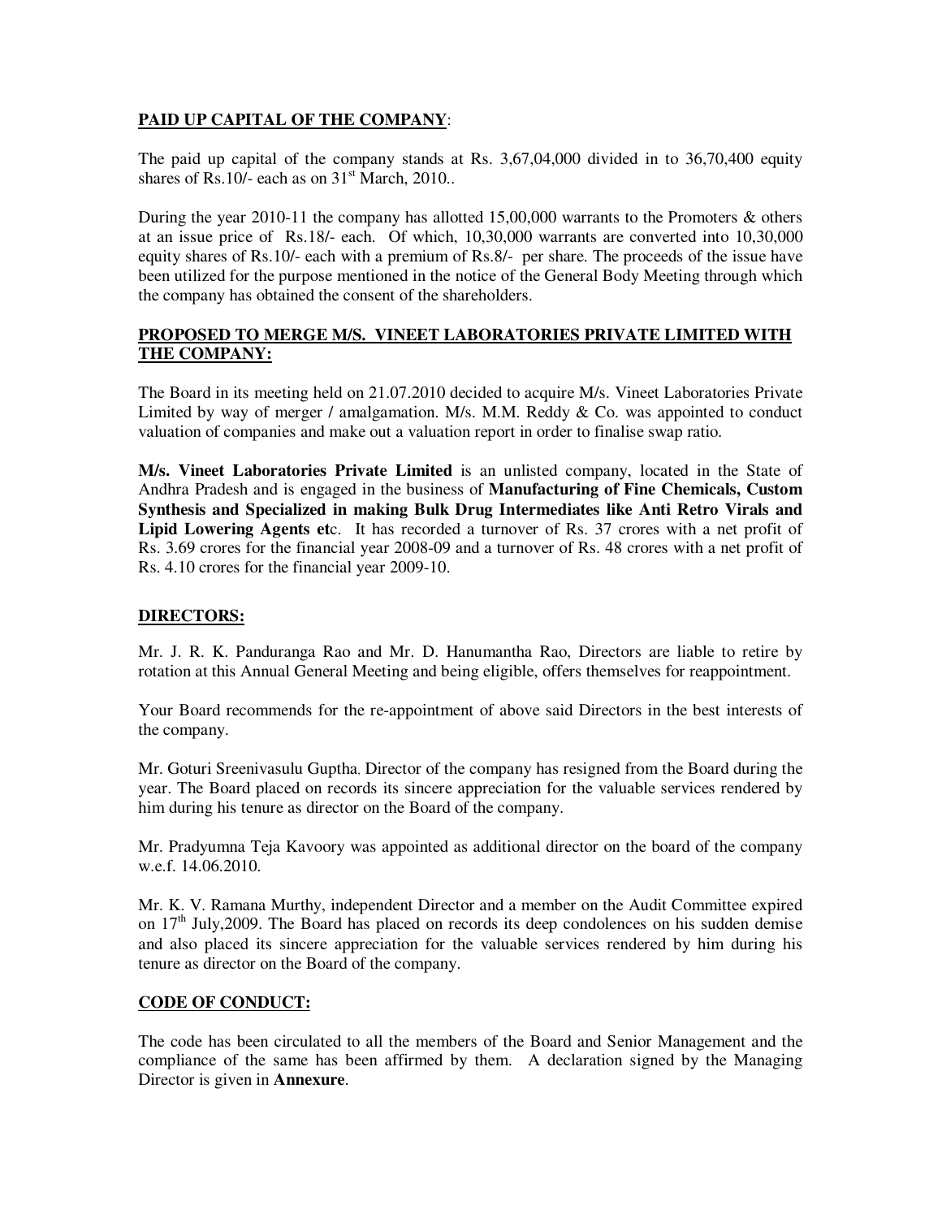**PAID UP CAPITAL OF THE COMPANY**:

The paid up capital of the company stands at Rs. 3,67,04,000 divided in to 36,70,400 equity shares of Rs.10/- each as on 31st March, 2010..

During the year 2010-11 the company has allotted 15,00,000 warrants to the Promoters & others at an issue price of Rs.18/- each. Of which, 10,30,000 warrants are converted into 10,30,000 equity shares of Rs.10/- each with a premium of Rs.8/- per share. The proceeds of the issue have been utilized for the purpose mentioned in the notice of the General Body Meeting through which the company has obtained the consent of the shareholders.

**PROPOSED TO MERGE M/S. VINEET LABORATORIES PRIVATE LIMITED WITH THE COMPANY:**

The Board in its meeting held on 21.07.2010 decided to acquire M/s. Vineet Laboratories Private Limited by way of merger / amalgamation. M/s. M.M. Reddy & Co. was appointed to conduct valuation of companies and make out a valuation report in order to finalise swap ratio.

**M/s. Vineet Laboratories Private Limited** is an unlisted company, located in the State of Andhra Pradesh and is engaged in the business of **Manufacturing of Fine Chemicals, Custom Synthesis and Specialized in making Bulk Drug Intermediates like Anti Retro Virals and Lipid Lowering Agents et**c. It has recorded a turnover of Rs. 37 crores with a net profit of Rs. 3.69 crores for the financial year 2008-09 and a turnover of Rs. 48 crores with a net profit of Rs. 4.10 crores for the financial year 2009-10.

**DIRECTORS:**

Mr. J. R. K. Panduranga Rao and Mr. D. Hanumantha Rao, Directors are liable to retire by rotation at this Annual General Meeting and being eligible, offers themselves for reappointment.

Your Board recommends for the re-appointment of above said Directors in the best interests of the company.

Mr. Goturi Sreenivasulu Guptha, Director of the company has resigned from the Board during the year. The Board placed on records its sincere appreciation for the valuable services rendered by him during his tenure as director on the Board of the company.

Mr. Pradyumna Teja Kavoory was appointed as additional director on the board of the company w.e.f. 14.06.2010.

Mr. K. V. Ramana Murthy, independent Director and a member on the Audit Committee expired on 17th July,2009. The Board has placed on records its deep condolences on his sudden demise and also placed its sincere appreciation for the valuable services rendered by him during his tenure as director on the Board of the company.

**CODE OF CONDUCT:**

The code has been circulated to all the members of the Board and Senior Management and the compliance of the same has been affirmed by them. A declaration signed by the Managing Director is given in **Annexure**.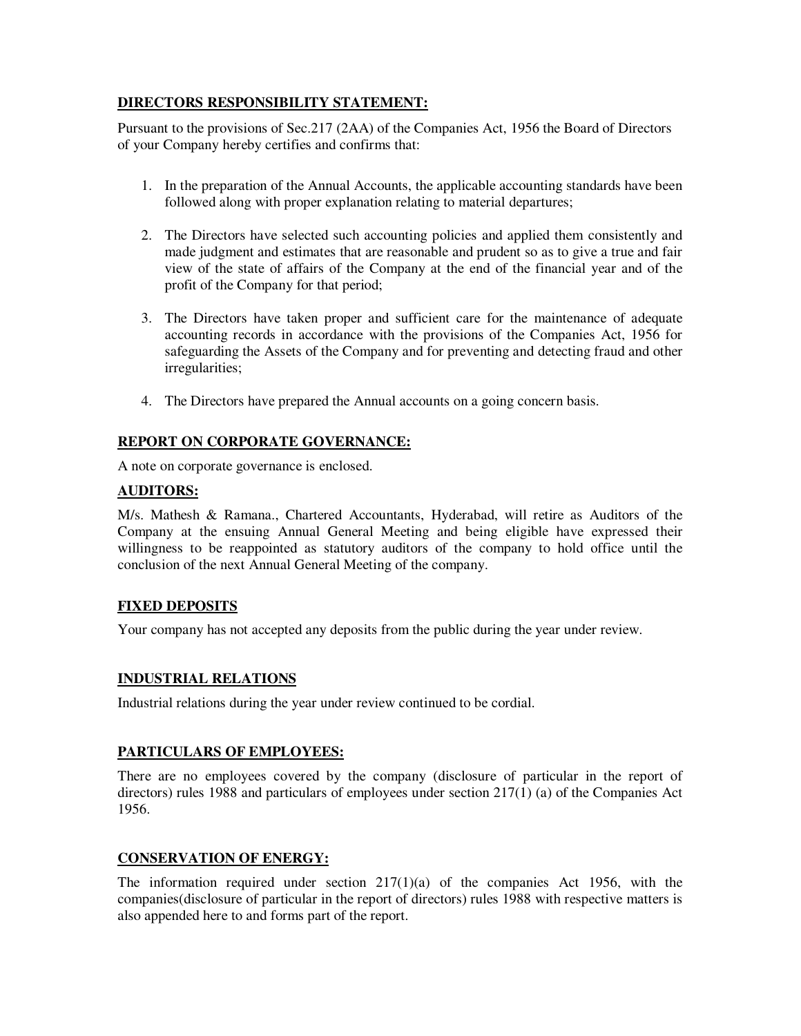**DIRECTORS RESPONSIBILITY STATEMENT:**

Pursuant to the provisions of Sec.217 (2AA) of the Companies Act, 1956 the Board of Directors of your Company hereby certifies and confirms that:

1. In the preparation of the Annual Accounts, the applicable accounting standards have been followed along with proper explanation relating to material departures;

2. The Directors have selected such accounting policies and applied them consistently and made judgment and estimates that are reasonable and prudent so as to give a true and fair view of the state of affairs of the Company at the end of the financial year and of the profit of the Company for that period;

3. The Directors have taken proper and sufficient care for the maintenance of adequate accounting records in accordance with the provisions of the Companies Act, 1956 for safeguarding the Assets of the Company and for preventing and detecting fraud and other irregularities;

4. The Directors have prepared the Annual accounts on a going concern basis.

**REPORT ON CORPORATE GOVERNANCE:**

A note on corporate governance is enclosed.

**AUDITORS:**

M/s. Mathesh & Ramana., Chartered Accountants, Hyderabad, will retire as Auditors of the Company at the ensuing Annual General Meeting and being eligible have expressed their willingness to be reappointed as statutory auditors of the company to hold office until the conclusion of the next Annual General Meeting of the company.

**FIXED DEPOSITS**

Your company has not accepted any deposits from the public during the year under review.

**INDUSTRIAL RELATIONS**

Industrial relations during the year under review continued to be cordial.

**PARTICULARS OF EMPLOYEES:**

There are no employees covered by the company (disclosure of particular in the report of directors) rules 1988 and particulars of employees under section 217(1) (a) of the Companies Act 1956.

**CONSERVATION OF ENERGY:**

The information required under section 217(1)(a) of the companies Act 1956, with the companies(disclosure of particular in the report of directors) rules 1988 with respective matters is also appended here to and forms part of the report.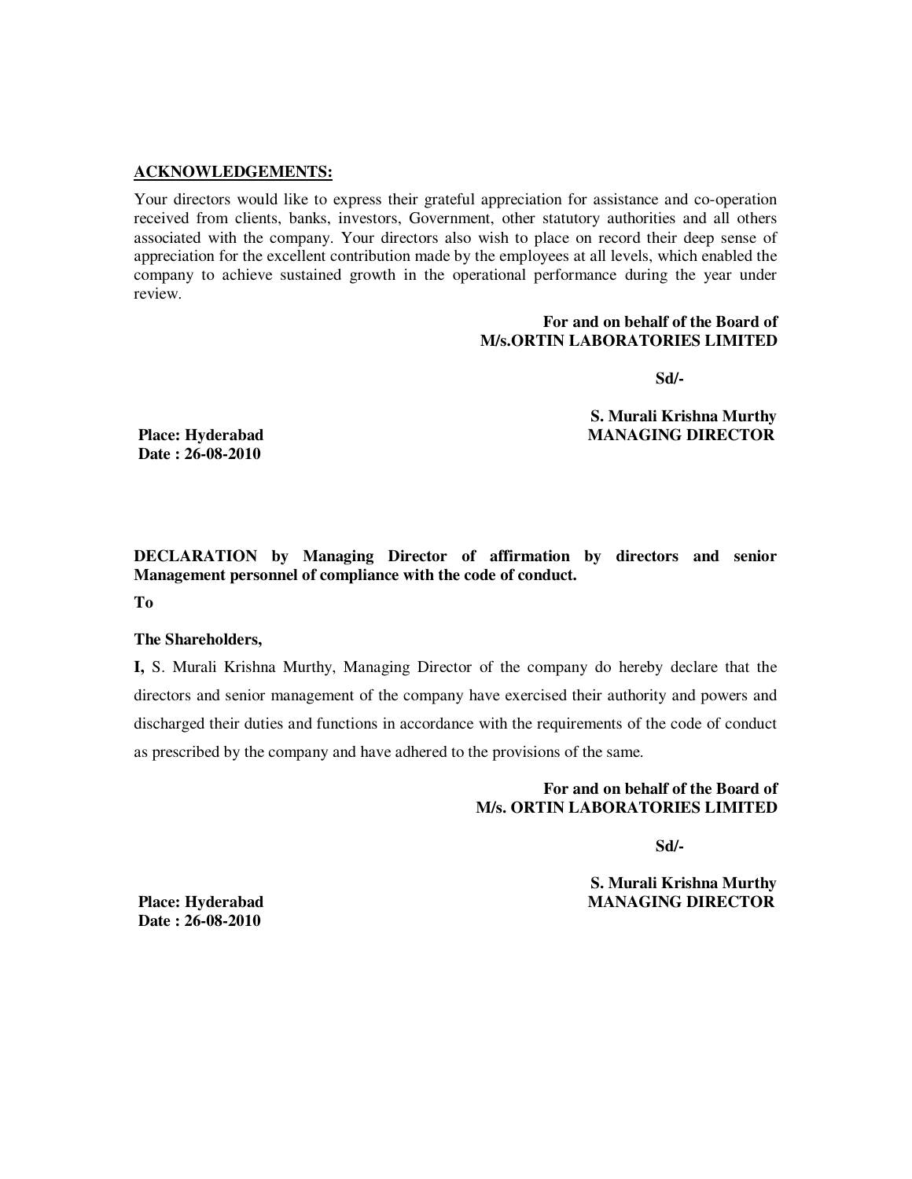**ACKNOWLEDGEMENTS:**

Your directors would like to express their grateful appreciation for assistance and co-operation received from clients, banks, investors, Government, other statutory authorities and all others associated with the company. Your directors also wish to place on record their deep sense of appreciation for the excellent contribution made by the employees at all levels, which enabled the company to achieve sustained growth in the operational performance during the year under review.

**For and on behalf of the Board of**
**M/s.ORTIN LABORATORIES LIMITED**

**Sd/-**

**S. Murali Krishna Murthy**
**MANAGING DIRECTOR**

**Place: Hyderabad**
**Date : 26-08-2010**

**DECLARATION by Managing Director of affirmation by directors and senior Management personnel of compliance with the code of conduct.**

**To**

**The Shareholders,**

**I,** S. Murali Krishna Murthy, Managing Director of the company do hereby declare that the directors and senior management of the company have exercised their authority and powers and discharged their duties and functions in accordance with the requirements of the code of conduct as prescribed by the company and have adhered to the provisions of the same.

**For and on behalf of the Board of**
**M/s. ORTIN LABORATORIES LIMITED**

**Sd/-**

**S. Murali Krishna Murthy**
**MANAGING DIRECTOR**

**Place: Hyderabad**
**Date : 26-08-2010**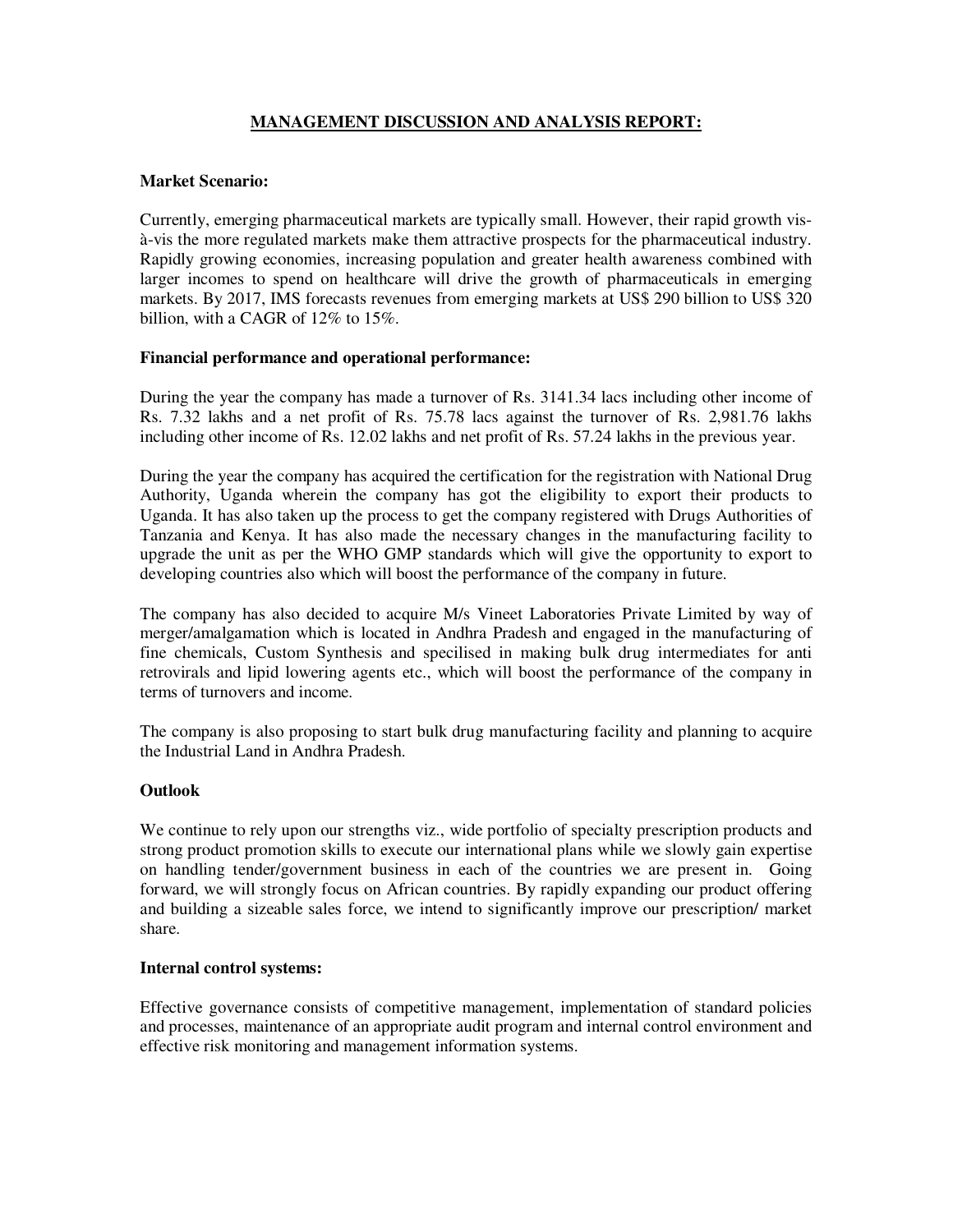## MANAGEMENT DISCUSSION AND ANALYSIS REPORT:

**Market Scenario:**

Currently, emerging pharmaceutical markets are typically small. However, their rapid growth vis-à-vis the more regulated markets make them attractive prospects for the pharmaceutical industry. Rapidly growing economies, increasing population and greater health awareness combined with larger incomes to spend on healthcare will drive the growth of pharmaceuticals in emerging markets. By 2017, IMS forecasts revenues from emerging markets at US$ 290 billion to US$ 320 billion, with a CAGR of 12% to 15%.

**Financial performance and operational performance:**

During the year the company has made a turnover of Rs. 3141.34 lacs including other income of Rs. 7.32 lakhs and a net profit of Rs. 75.78 lacs against the turnover of Rs. 2,981.76 lakhs including other income of Rs. 12.02 lakhs and net profit of Rs. 57.24 lakhs in the previous year.

During the year the company has acquired the certification for the registration with National Drug Authority, Uganda wherein the company has got the eligibility to export their products to Uganda. It has also taken up the process to get the company registered with Drugs Authorities of Tanzania and Kenya. It has also made the necessary changes in the manufacturing facility to upgrade the unit as per the WHO GMP standards which will give the opportunity to export to developing countries also which will boost the performance of the company in future.

The company has also decided to acquire M/s Vineet Laboratories Private Limited by way of merger/amalgamation which is located in Andhra Pradesh and engaged in the manufacturing of fine chemicals, Custom Synthesis and specilised in making bulk drug intermediates for anti retrovirals and lipid lowering agents etc., which will boost the performance of the company in terms of turnovers and income.

The company is also proposing to start bulk drug manufacturing facility and planning to acquire the Industrial Land in Andhra Pradesh.

**Outlook**

We continue to rely upon our strengths viz., wide portfolio of specialty prescription products and strong product promotion skills to execute our international plans while we slowly gain expertise on handling tender/government business in each of the countries we are present in. Going forward, we will strongly focus on African countries. By rapidly expanding our product offering and building a sizeable sales force, we intend to significantly improve our prescription/ market share.

**Internal control systems:**

Effective governance consists of competitive management, implementation of standard policies and processes, maintenance of an appropriate audit program and internal control environment and effective risk monitoring and management information systems.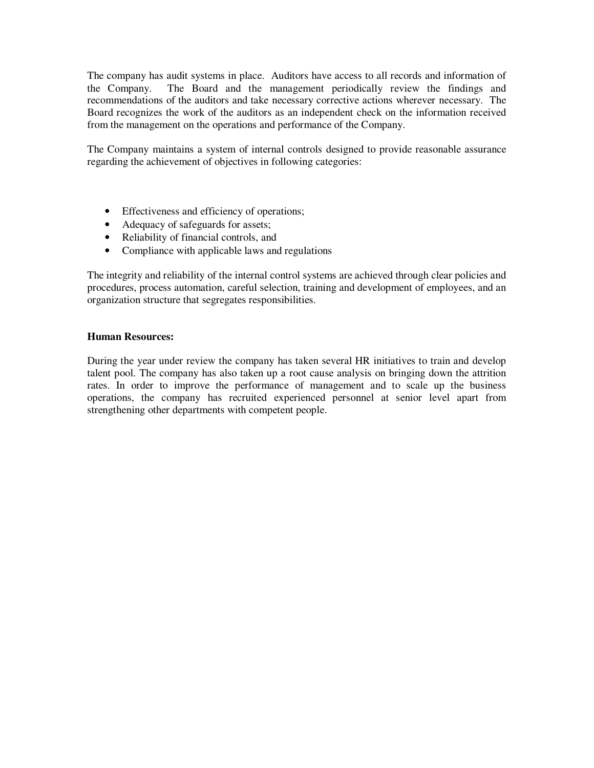The company has audit systems in place. Auditors have access to all records and information of the Company. The Board and the management periodically review the findings and recommendations of the auditors and take necessary corrective actions wherever necessary. The Board recognizes the work of the auditors as an independent check on the information received from the management on the operations and performance of the Company.

The Company maintains a system of internal controls designed to provide reasonable assurance regarding the achievement of objectives in following categories:

- Effectiveness and efficiency of operations;
- Adequacy of safeguards for assets;
- Reliability of financial controls, and
- Compliance with applicable laws and regulations

The integrity and reliability of the internal control systems are achieved through clear policies and procedures, process automation, careful selection, training and development of employees, and an organization structure that segregates responsibilities.

**Human Resources:**

During the year under review the company has taken several HR initiatives to train and develop talent pool. The company has also taken up a root cause analysis on bringing down the attrition rates. In order to improve the performance of management and to scale up the business operations, the company has recruited experienced personnel at senior level apart from strengthening other departments with competent people.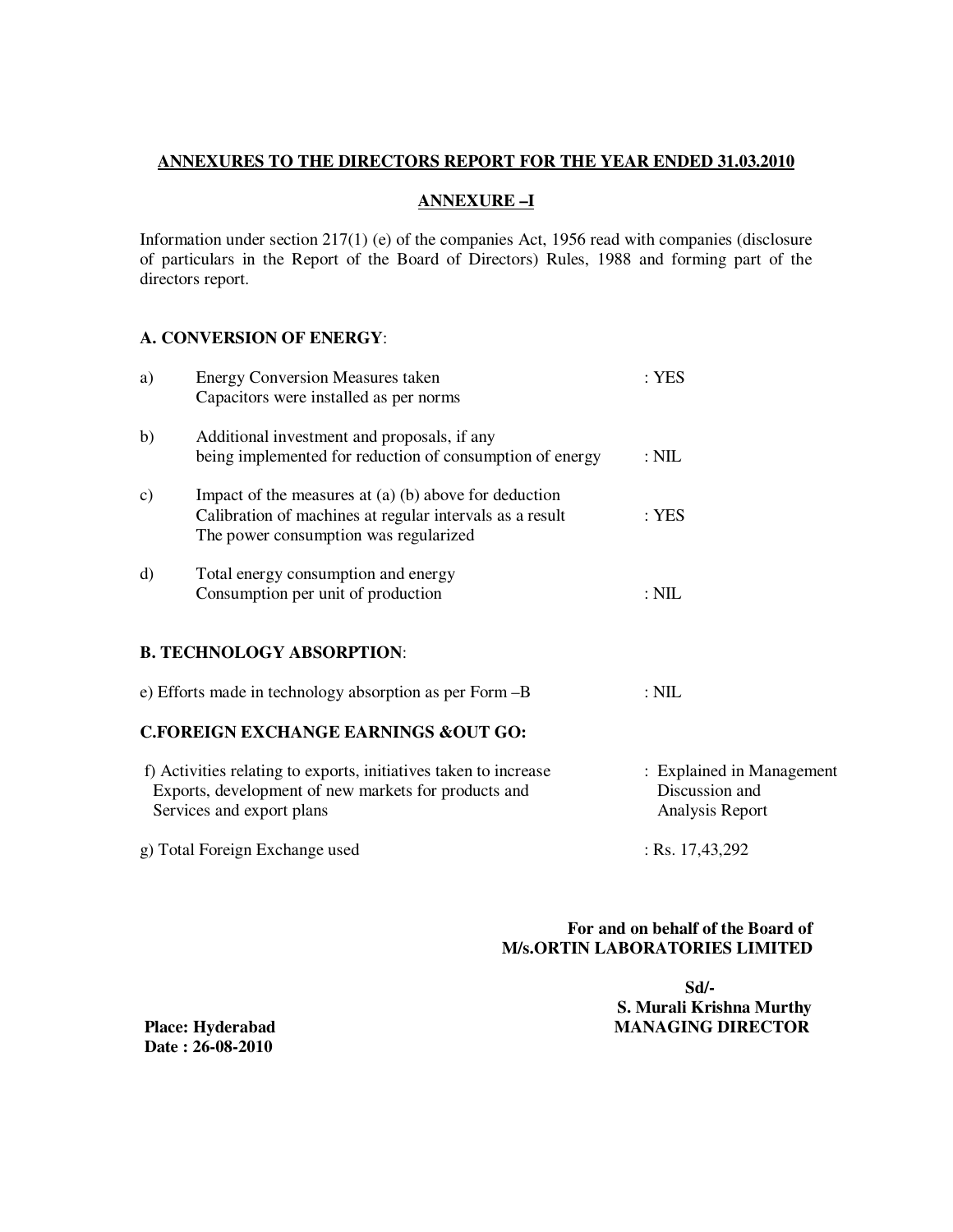**ANNEXURES TO THE DIRECTORS REPORT FOR THE YEAR ENDED 31.03.2010**

**ANNEXURE –I**

Information under section 217(1) (e) of the companies Act, 1956 read with companies (disclosure of particulars in the Report of the Board of Directors) Rules, 1988 and forming part of the directors report.

**A. CONVERSION OF ENERGY**:

| | | |
|---|---|---|
| a) | Energy Conversion Measures taken<br>Capacitors were installed as per norms | : YES |
| b) | Additional investment and proposals, if any being implemented for reduction of consumption of energy | : NIL |
| c) | Impact of the measures at (a) (b) above for deduction Calibration of machines at regular intervals as a result The power consumption was regularized | : YES |
| d) | Total energy consumption and energy Consumption per unit of production | : NIL |

**B. TECHNOLOGY ABSORPTION**:

e) Efforts made in technology absorption as per Form –B : NIL

**C.FOREIGN EXCHANGE EARNINGS &OUT GO:**

f) Activities relating to exports, initiatives taken to increase Exports, development of new markets for products and Services and export plans : Explained in Management Discussion and Analysis Report

g) Total Foreign Exchange used : Rs. 17,43,292

**For and on behalf of the Board of**
**M/s.ORTIN LABORATORIES LIMITED**

**Sd/-**
**S. Murali Krishna Murthy**
**MANAGING DIRECTOR**

**Place: Hyderabad**
**Date : 26-08-2010**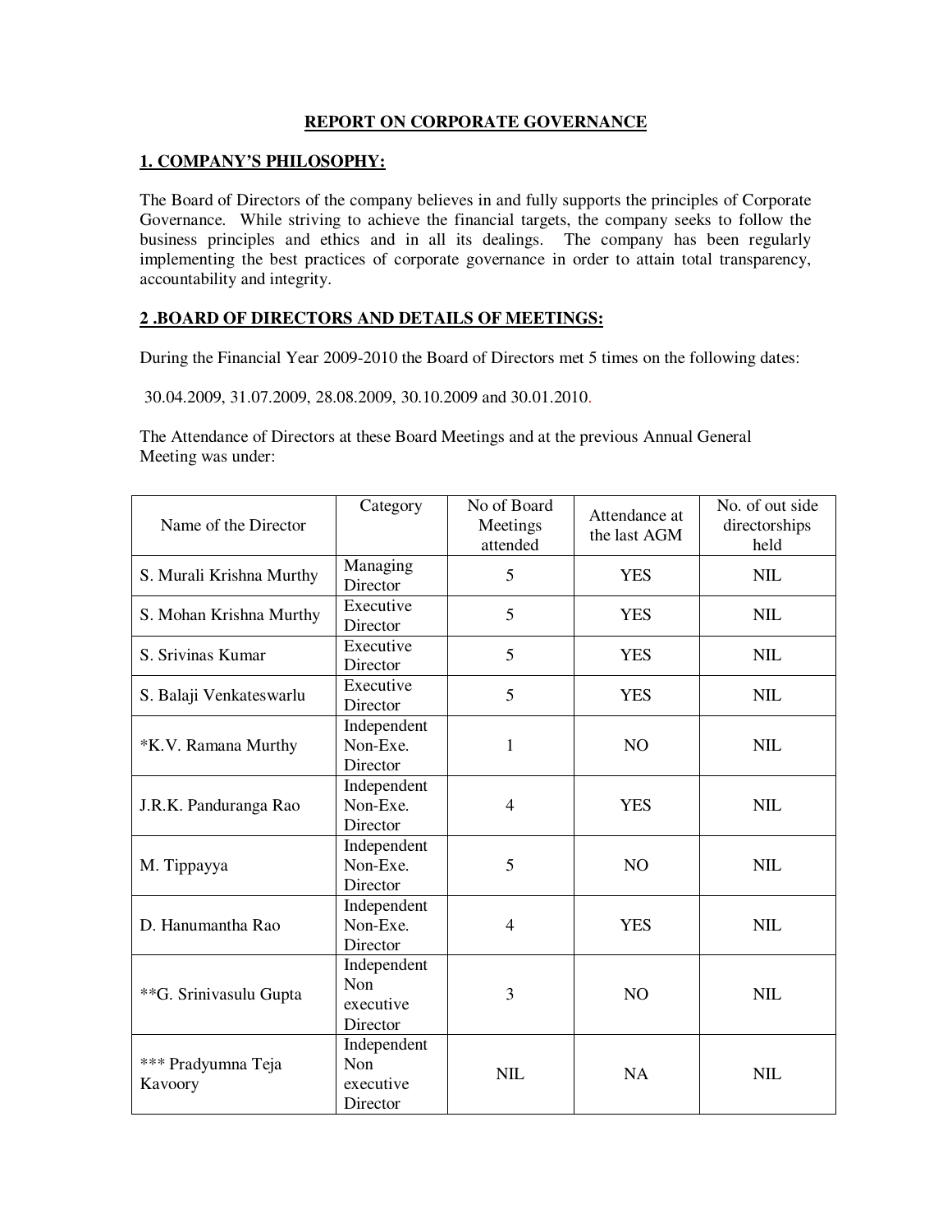# REPORT ON CORPORATE GOVERNANCE

## 1. COMPANY'S PHILOSOPHY:

The Board of Directors of the company believes in and fully supports the principles of Corporate Governance. While striving to achieve the financial targets, the company seeks to follow the business principles and ethics and in all its dealings. The company has been regularly implementing the best practices of corporate governance in order to attain total transparency, accountability and integrity.

## 2 .BOARD OF DIRECTORS AND DETAILS OF MEETINGS:

During the Financial Year 2009-2010 the Board of Directors met 5 times on the following dates:

30.04.2009, 31.07.2009, 28.08.2009, 30.10.2009 and 30.01.2010.

The Attendance of Directors at these Board Meetings and at the previous Annual General Meeting was under:

| Name of the Director | Category | No of Board Meetings attended | Attendance at the last AGM | No. of out side directorships held |
|---|---|---|---|---|
| S. Murali Krishna Murthy | Managing Director | 5 | YES | NIL |
| S. Mohan Krishna Murthy | Executive Director | 5 | YES | NIL |
| S. Srivinas Kumar | Executive Director | 5 | YES | NIL |
| S. Balaji Venkateswarlu | Executive Director | 5 | YES | NIL |
| *K.V. Ramana Murthy | Independent Non-Exe. Director | 1 | NO | NIL |
| J.R.K. Panduranga Rao | Independent Non-Exe. Director | 4 | YES | NIL |
| M. Tippayya | Independent Non-Exe. Director | 5 | NO | NIL |
| D. Hanumantha Rao | Independent Non-Exe. Director | 4 | YES | NIL |
| **G. Srinivasulu Gupta | Independent Non executive Director | 3 | NO | NIL |
| *** Pradyumna Teja Kavoory | Independent Non executive Director | NIL | NA | NIL |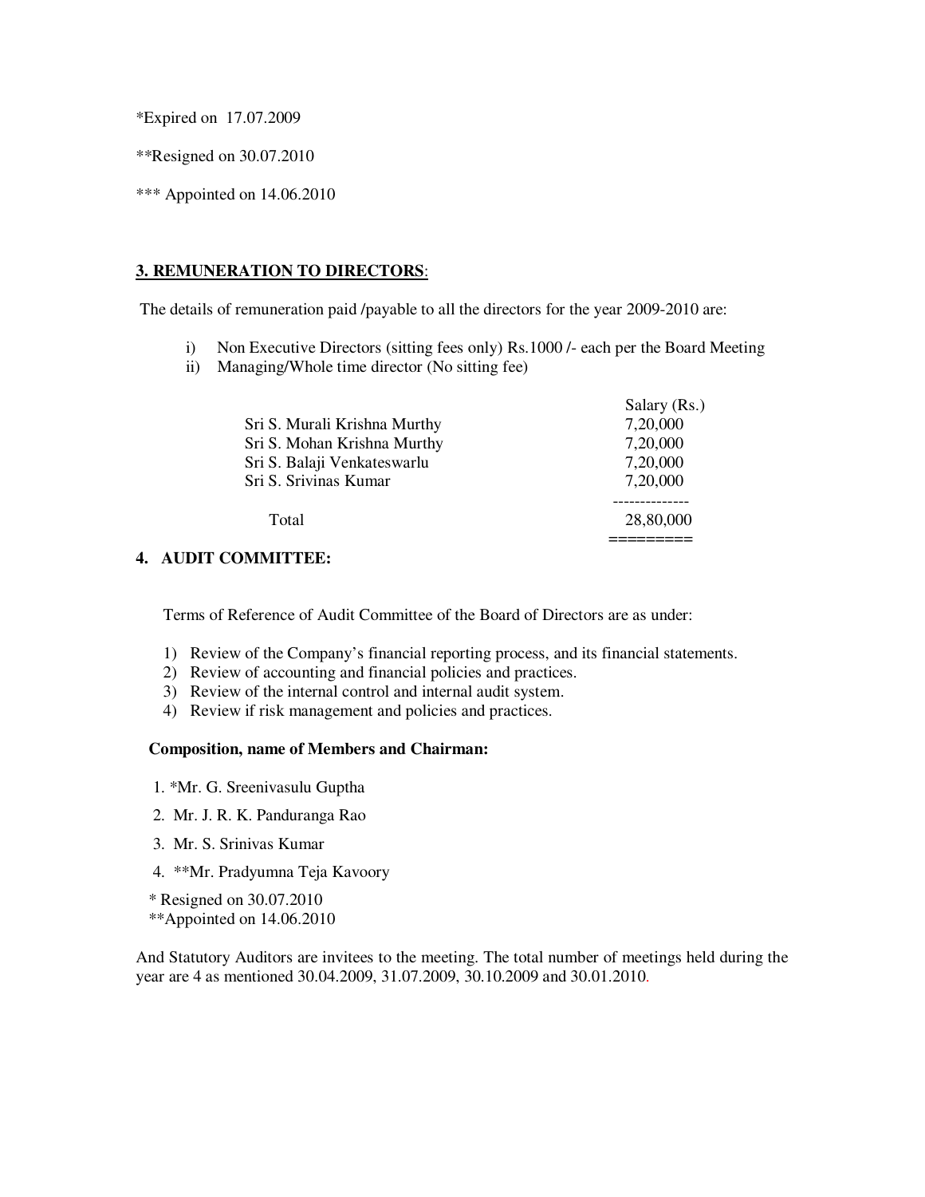*Expired on 17.07.2009

**Resigned on 30.07.2010

*** Appointed on 14.06.2010

## 3. REMUNERATION TO DIRECTORS:

The details of remuneration paid /payable to all the directors for the year 2009-2010 are:

i) Non Executive Directors (sitting fees only) Rs.1000 /- each per the Board Meeting
ii) Managing/Whole time director (No sitting fee)

| | Salary (Rs.) |
|---|---|
| Sri S. Murali Krishna Murthy | 7,20,000 |
| Sri S. Mohan Krishna Murthy | 7,20,000 |
| Sri S. Balaji Venkateswarlu | 7,20,000 |
| Sri S. Srivinas Kumar | 7,20,000 |
| Total | 28,80,000 |

## 4. AUDIT COMMITTEE:

Terms of Reference of Audit Committee of the Board of Directors are as under:

1) Review of the Company's financial reporting process, and its financial statements.
2) Review of accounting and financial policies and practices.
3) Review of the internal control and internal audit system.
4) Review if risk management and policies and practices.

**Composition, name of Members and Chairman:**

1. *Mr. G. Sreenivasulu Guptha
2. Mr. J. R. K. Panduranga Rao
3. Mr. S. Srinivas Kumar
4. **Mr. Pradyumna Teja Kavoory

* Resigned on 30.07.2010
**Appointed on 14.06.2010

And Statutory Auditors are invitees to the meeting. The total number of meetings held during the year are 4 as mentioned 30.04.2009, 31.07.2009, 30.10.2009 and 30.01.2010.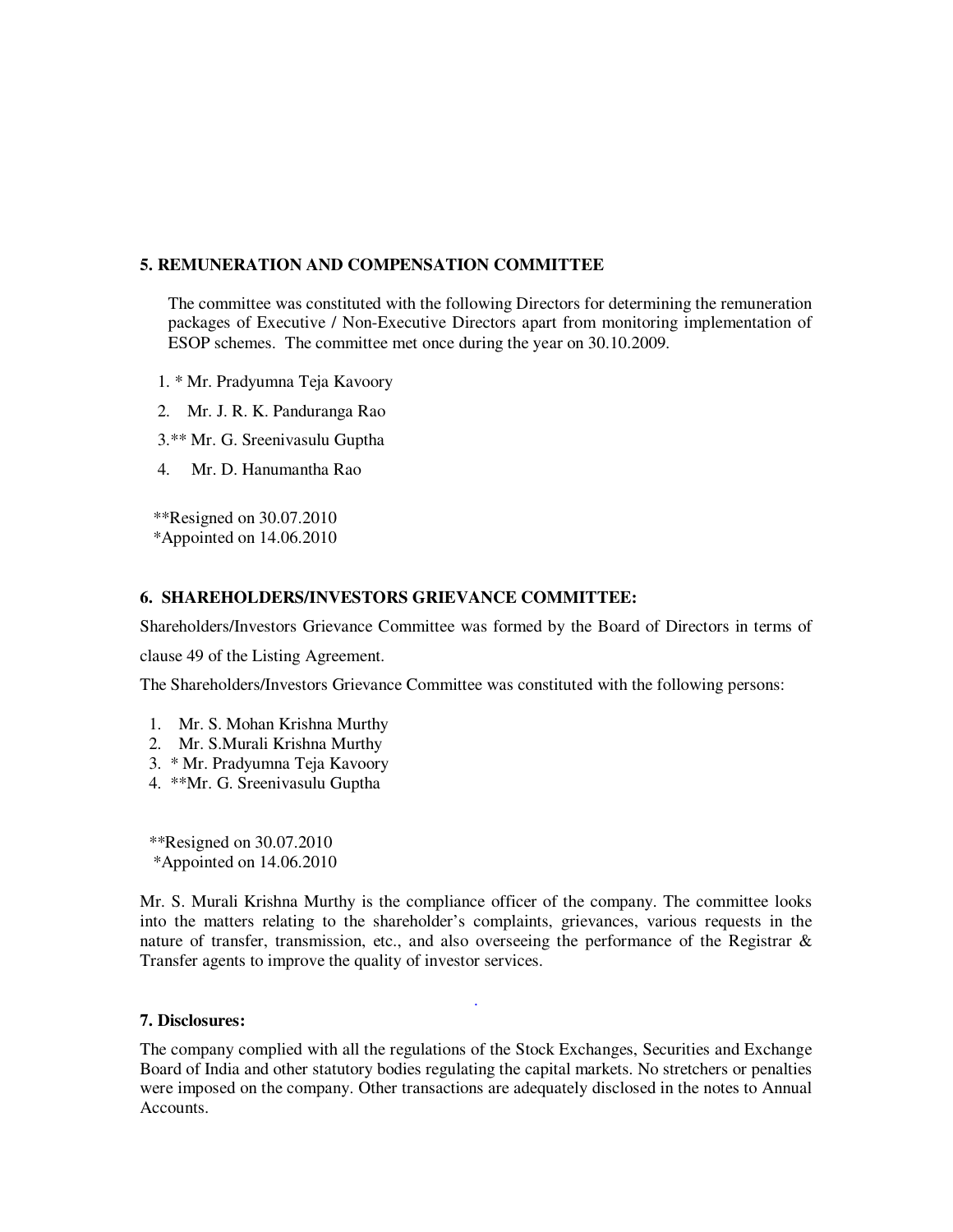### 5. REMUNERATION AND COMPENSATION COMMITTEE

The committee was constituted with the following Directors for determining the remuneration packages of Executive / Non-Executive Directors apart from monitoring implementation of ESOP schemes. The committee met once during the year on 30.10.2009.

1. * Mr. Pradyumna Teja Kavoory
2. Mr. J. R. K. Panduranga Rao
3. ** Mr. G. Sreenivasulu Guptha
4. Mr. D. Hanumantha Rao

**Resigned on 30.07.2010
*Appointed on 14.06.2010

### 6. SHAREHOLDERS/INVESTORS GRIEVANCE COMMITTEE:

Shareholders/Investors Grievance Committee was formed by the Board of Directors in terms of clause 49 of the Listing Agreement.

The Shareholders/Investors Grievance Committee was constituted with the following persons:

1. Mr. S. Mohan Krishna Murthy
2. Mr. S.Murali Krishna Murthy
3. * Mr. Pradyumna Teja Kavoory
4. **Mr. G. Sreenivasulu Guptha

**Resigned on 30.07.2010
*Appointed on 14.06.2010

Mr. S. Murali Krishna Murthy is the compliance officer of the company. The committee looks into the matters relating to the shareholder's complaints, grievances, various requests in the nature of transfer, transmission, etc., and also overseeing the performance of the Registrar & Transfer agents to improve the quality of investor services.

### 7. Disclosures:

The company complied with all the regulations of the Stock Exchanges, Securities and Exchange Board of India and other statutory bodies regulating the capital markets. No stretchers or penalties were imposed on the company. Other transactions are adequately disclosed in the notes to Annual Accounts.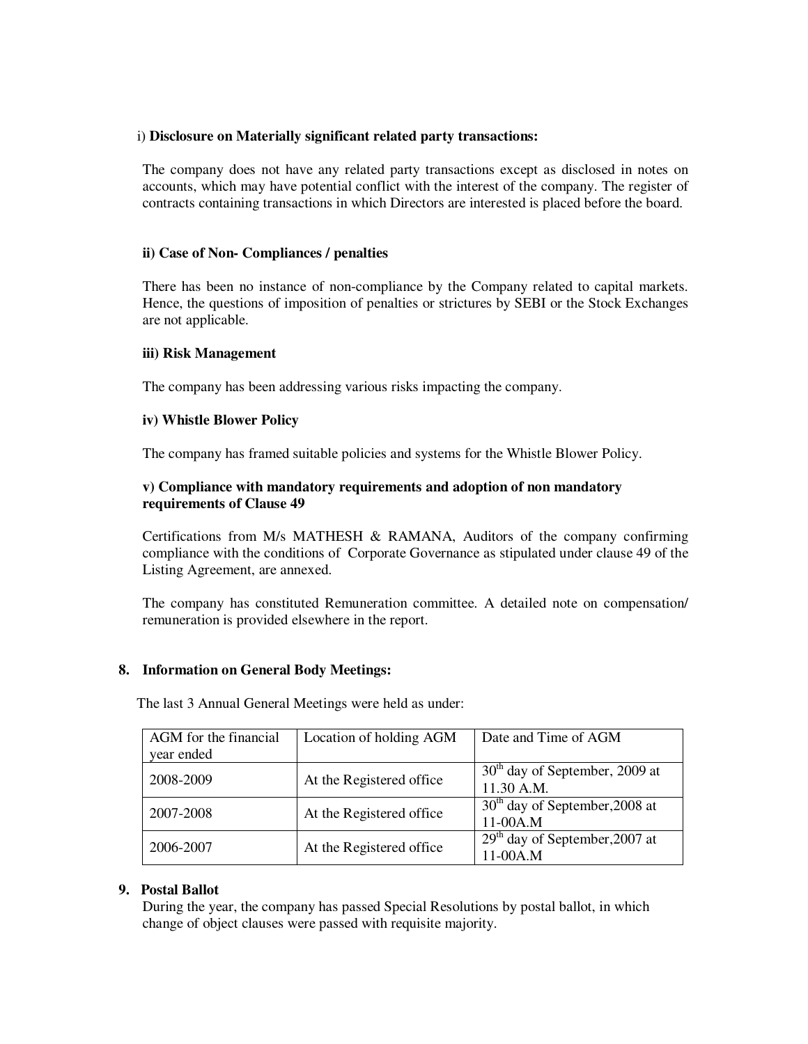i) **Disclosure on Materially significant related party transactions:**

The company does not have any related party transactions except as disclosed in notes on accounts, which may have potential conflict with the interest of the company. The register of contracts containing transactions in which Directors are interested is placed before the board.

**ii) Case of Non- Compliances / penalties**

There has been no instance of non-compliance by the Company related to capital markets. Hence, the questions of imposition of penalties or strictures by SEBI or the Stock Exchanges are not applicable.

**iii) Risk Management**

The company has been addressing various risks impacting the company.

**iv) Whistle Blower Policy**

The company has framed suitable policies and systems for the Whistle Blower Policy.

**v) Compliance with mandatory requirements and adoption of non mandatory requirements of Clause 49**

Certifications from M/s MATHESH & RAMANA, Auditors of the company confirming compliance with the conditions of Corporate Governance as stipulated under clause 49 of the Listing Agreement, are annexed.

The company has constituted Remuneration committee. A detailed note on compensation/ remuneration is provided elsewhere in the report.

**8. Information on General Body Meetings:**

The last 3 Annual General Meetings were held as under:

| AGM for the financial year ended | Location of holding AGM | Date and Time of AGM |
| --- | --- | --- |
| 2008-2009 | At the Registered office | 30th day of September, 2009 at 11.30 A.M. |
| 2007-2008 | At the Registered office | 30th day of September,2008 at 11-00A.M |
| 2006-2007 | At the Registered office | 29th day of September,2007 at 11-00A.M |

**9. Postal Ballot**

During the year, the company has passed Special Resolutions by postal ballot, in which change of object clauses were passed with requisite majority.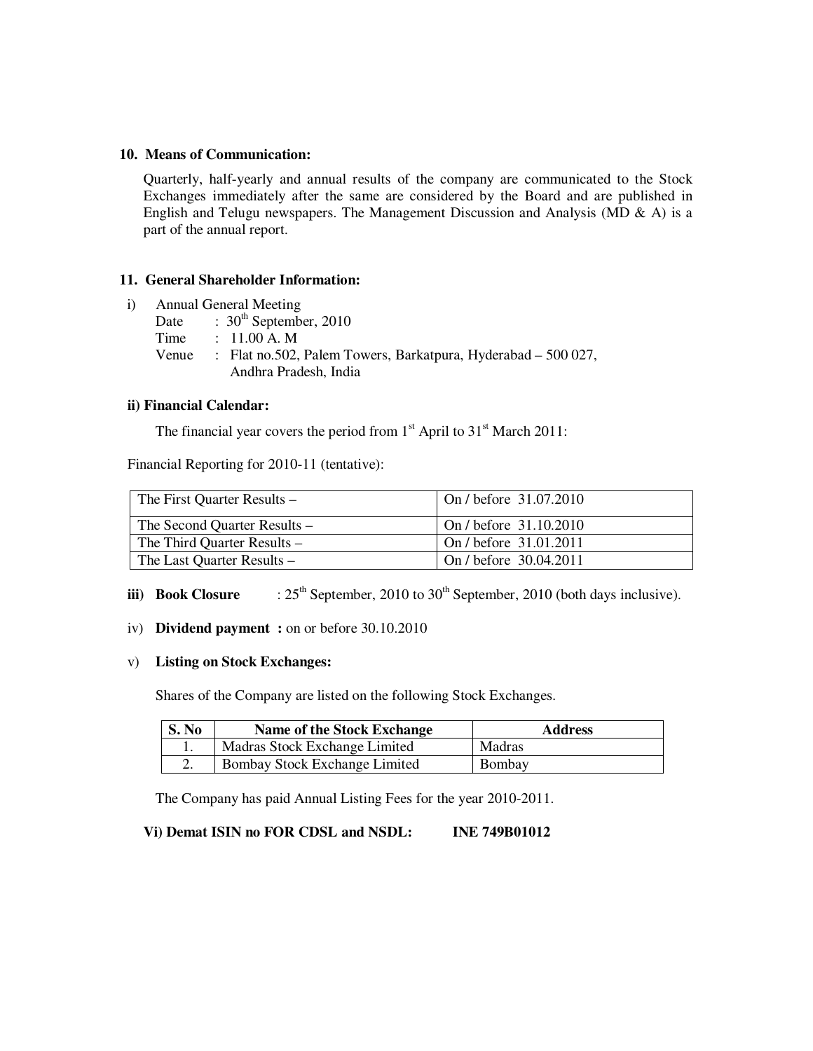**10. Means of Communication:**

Quarterly, half-yearly and annual results of the company are communicated to the Stock Exchanges immediately after the same are considered by the Board and are published in English and Telugu newspapers. The Management Discussion and Analysis (MD & A) is a part of the annual report.

**11. General Shareholder Information:**

i) Annual General Meeting

Date : 30th September, 2010

Time : 11.00 A. M

Venue : Flat no.502, Palem Towers, Barkatpura, Hyderabad – 500 027, Andhra Pradesh, India

**ii) Financial Calendar:**

The financial year covers the period from 1st April to 31st March 2011:

Financial Reporting for 2010-11 (tentative):

| | |
|---|---|
| The First Quarter Results – | On / before 31.07.2010 |
| The Second Quarter Results – | On / before 31.10.2010 |
| The Third Quarter Results – | On / before 31.01.2011 |
| The Last Quarter Results – | On / before 30.04.2011 |

**iii) Book Closure** : 25th September, 2010 to 30th September, 2010 (both days inclusive).

iv) **Dividend payment :** on or before 30.10.2010

v) **Listing on Stock Exchanges:**

Shares of the Company are listed on the following Stock Exchanges.

| S. No | Name of the Stock Exchange | Address |
|---|---|---|
| 1. | Madras Stock Exchange Limited | Madras |
| 2. | Bombay Stock Exchange Limited | Bombay |

The Company has paid Annual Listing Fees for the year 2010-2011.

**Vi) Demat ISIN no FOR CDSL and NSDL: INE 749B01012**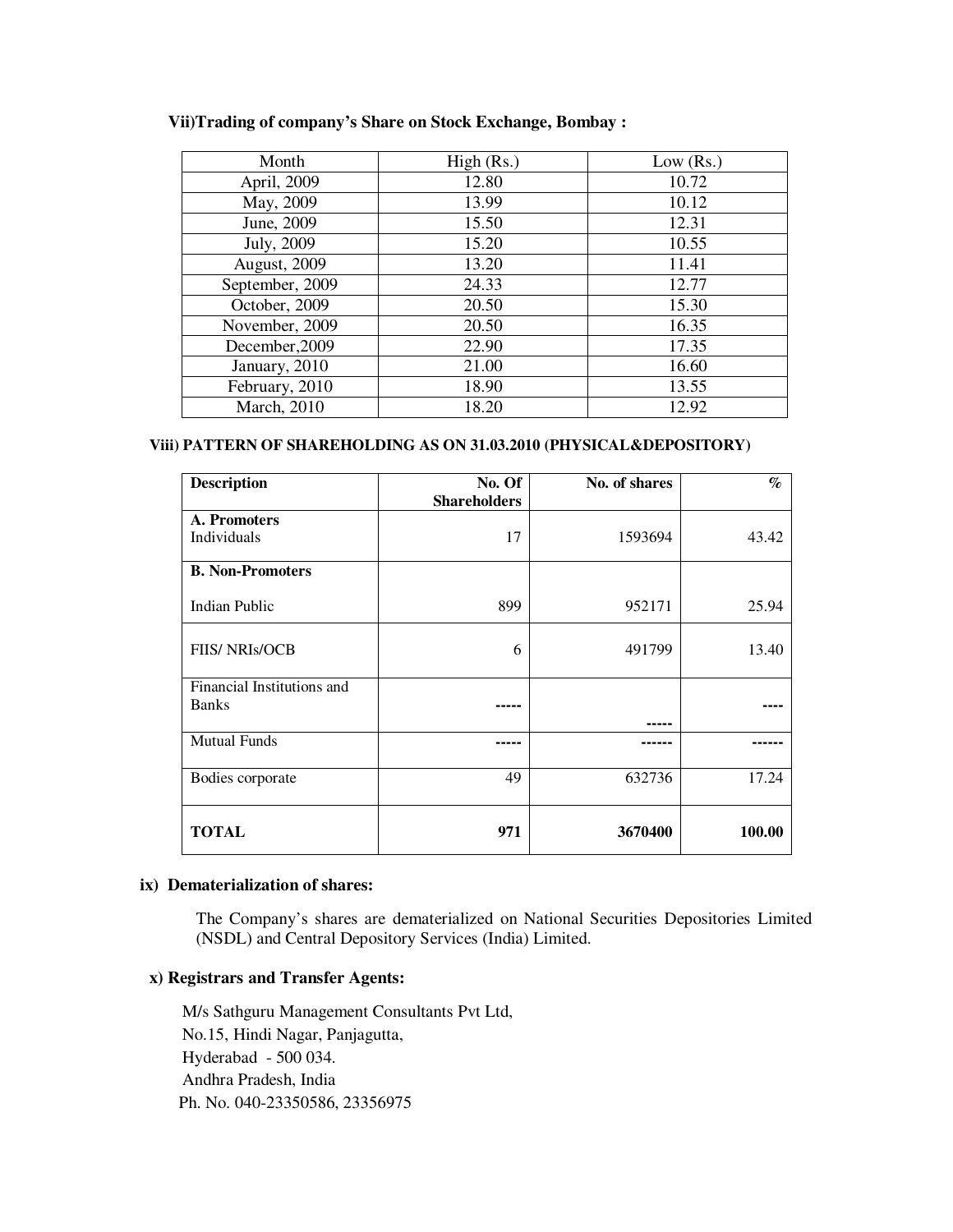**Vii)Trading of company's Share on Stock Exchange, Bombay :**

| Month | High (Rs.) | Low (Rs.) |
|---|---|---|
| April, 2009 | 12.80 | 10.72 |
| May, 2009 | 13.99 | 10.12 |
| June, 2009 | 15.50 | 12.31 |
| July, 2009 | 15.20 | 10.55 |
| August, 2009 | 13.20 | 11.41 |
| September, 2009 | 24.33 | 12.77 |
| October, 2009 | 20.50 | 15.30 |
| November, 2009 | 20.50 | 16.35 |
| December,2009 | 22.90 | 17.35 |
| January, 2010 | 21.00 | 16.60 |
| February, 2010 | 18.90 | 13.55 |
| March, 2010 | 18.20 | 12.92 |

**Viii) PATTERN OF SHAREHOLDING AS ON 31.03.2010 (PHYSICAL&DEPOSITORY)**

| Description | No. Of Shareholders | No. of shares | % |
|---|---|---|---|
| **A. Promoters** Individuals | 17 | 1593694 | 43.42 |
| **B. Non-Promoters** | | | |
| Indian Public | 899 | 952171 | 25.94 |
| FIIS/ NRIs/OCB | 6 | 491799 | 13.40 |
| Financial Institutions and Banks | ----- | ----- | ---- |
| Mutual Funds | ----- | ------ | ------ |
| Bodies corporate | 49 | 632736 | 17.24 |
| **TOTAL** | **971** | **3670400** | **100.00** |

**ix) Dematerialization of shares:**

The Company's shares are dematerialized on National Securities Depositories Limited (NSDL) and Central Depository Services (India) Limited.

**x) Registrars and Transfer Agents:**

M/s Sathguru Management Consultants Pvt Ltd,
No.15, Hindi Nagar, Panjagutta,
Hyderabad - 500 034.
Andhra Pradesh, India
Ph. No. 040-23350586, 23356975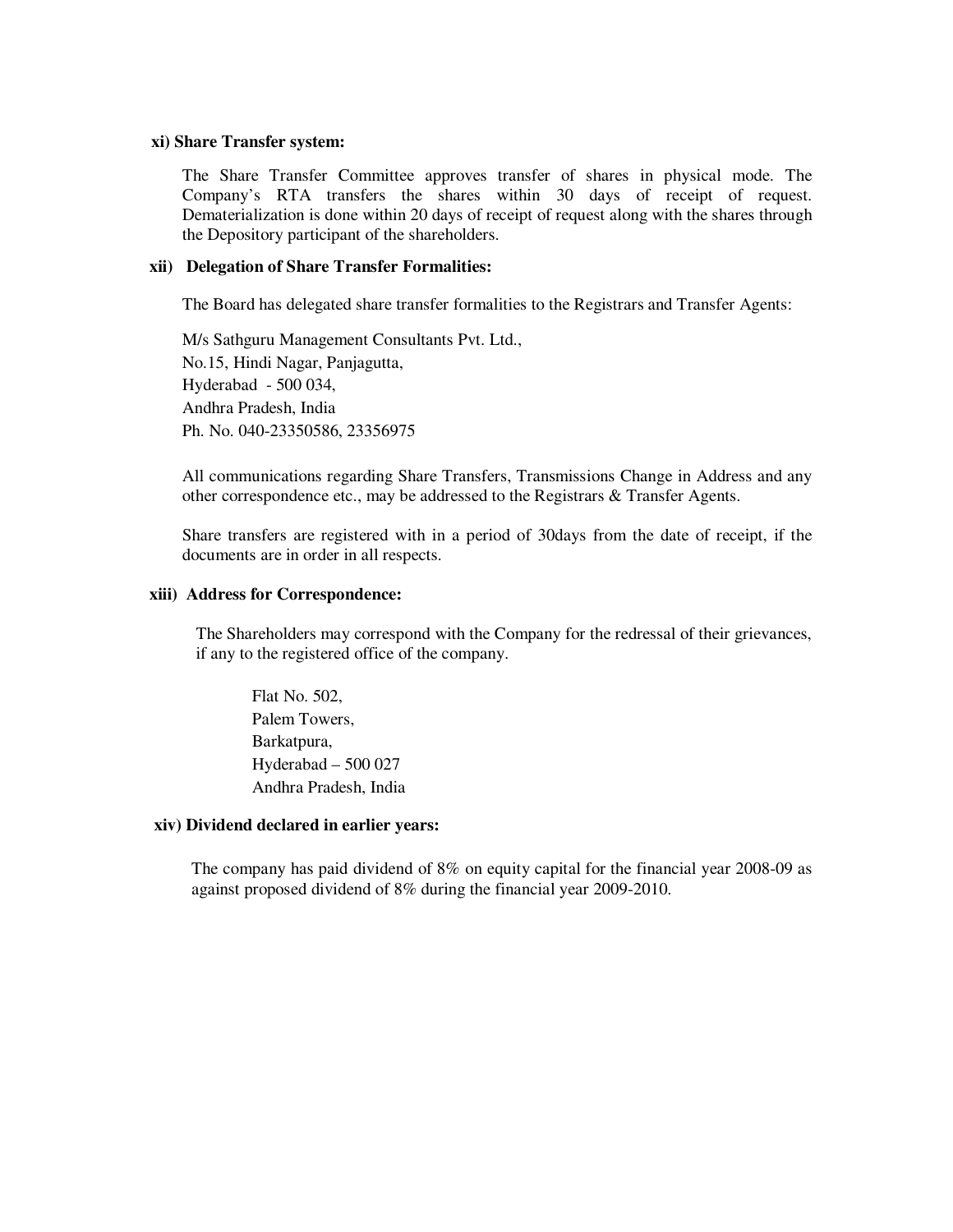**xi) Share Transfer system:**

The Share Transfer Committee approves transfer of shares in physical mode. The Company's RTA transfers the shares within 30 days of receipt of request. Dematerialization is done within 20 days of receipt of request along with the shares through the Depository participant of the shareholders.

**xii) Delegation of Share Transfer Formalities:**

The Board has delegated share transfer formalities to the Registrars and Transfer Agents:

M/s Sathguru Management Consultants Pvt. Ltd.,
No.15, Hindi Nagar, Panjagutta,
Hyderabad - 500 034,
Andhra Pradesh, India
Ph. No. 040-23350586, 23356975

All communications regarding Share Transfers, Transmissions Change in Address and any other correspondence etc., may be addressed to the Registrars & Transfer Agents.

Share transfers are registered with in a period of 30days from the date of receipt, if the documents are in order in all respects.

**xiii) Address for Correspondence:**

The Shareholders may correspond with the Company for the redressal of their grievances, if any to the registered office of the company.

Flat No. 502,
Palem Towers,
Barkatpura,
Hyderabad – 500 027
Andhra Pradesh, India

**xiv) Dividend declared in earlier years:**

The company has paid dividend of 8% on equity capital for the financial year 2008-09 as against proposed dividend of 8% during the financial year 2009-2010.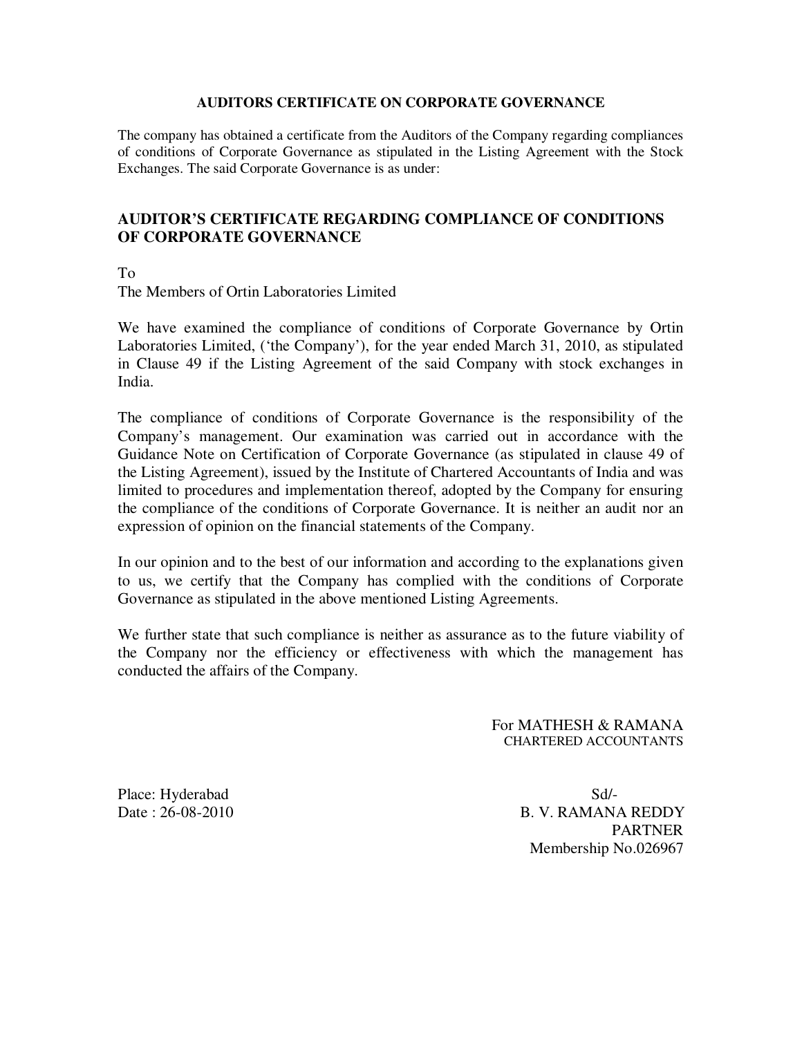## AUDITORS CERTIFICATE ON CORPORATE GOVERNANCE

The company has obtained a certificate from the Auditors of the Company regarding compliances of conditions of Corporate Governance as stipulated in the Listing Agreement with the Stock Exchanges. The said Corporate Governance is as under:

## AUDITOR'S CERTIFICATE REGARDING COMPLIANCE OF CONDITIONS OF CORPORATE GOVERNANCE

To
The Members of Ortin Laboratories Limited

We have examined the compliance of conditions of Corporate Governance by Ortin Laboratories Limited, ('the Company'), for the year ended March 31, 2010, as stipulated in Clause 49 if the Listing Agreement of the said Company with stock exchanges in India.

The compliance of conditions of Corporate Governance is the responsibility of the Company's management. Our examination was carried out in accordance with the Guidance Note on Certification of Corporate Governance (as stipulated in clause 49 of the Listing Agreement), issued by the Institute of Chartered Accountants of India and was limited to procedures and implementation thereof, adopted by the Company for ensuring the compliance of the conditions of Corporate Governance. It is neither an audit nor an expression of opinion on the financial statements of the Company.

In our opinion and to the best of our information and according to the explanations given to us, we certify that the Company has complied with the conditions of Corporate Governance as stipulated in the above mentioned Listing Agreements.

We further state that such compliance is neither as assurance as to the future viability of the Company nor the efficiency or effectiveness with which the management has conducted the affairs of the Company.

For MATHESH & RAMANA
CHARTERED ACCOUNTANTS

Place: Hyderabad
Date : 26-08-2010

Sd/-
B. V. RAMANA REDDY
PARTNER
Membership No.026967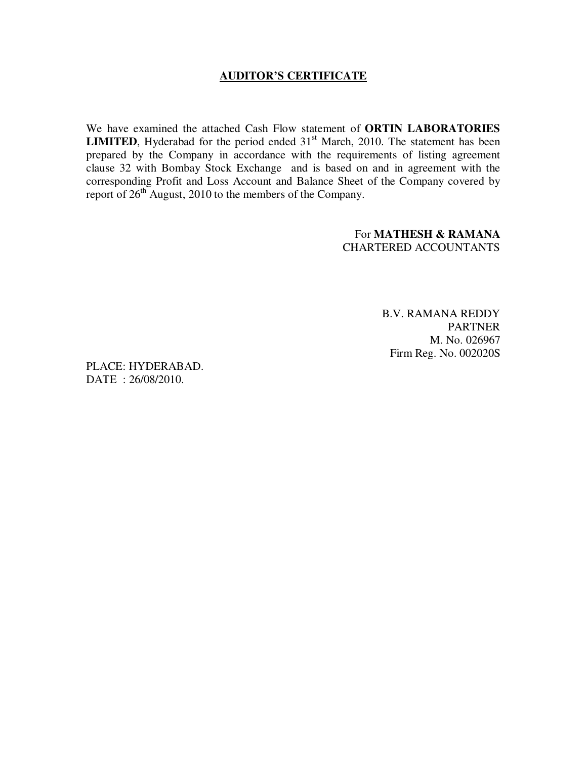# AUDITOR'S CERTIFICATE

We have examined the attached Cash Flow statement of **ORTIN LABORATORIES LIMITED**, Hyderabad for the period ended 31st March, 2010. The statement has been prepared by the Company in accordance with the requirements of listing agreement clause 32 with Bombay Stock Exchange and is based on and in agreement with the corresponding Profit and Loss Account and Balance Sheet of the Company covered by report of 26th August, 2010 to the members of the Company.

For **MATHESH & RAMANA**
CHARTERED ACCOUNTANTS

B.V. RAMANA REDDY
PARTNER
M. No. 026967
Firm Reg. No. 002020S

PLACE: HYDERABAD.
DATE : 26/08/2010.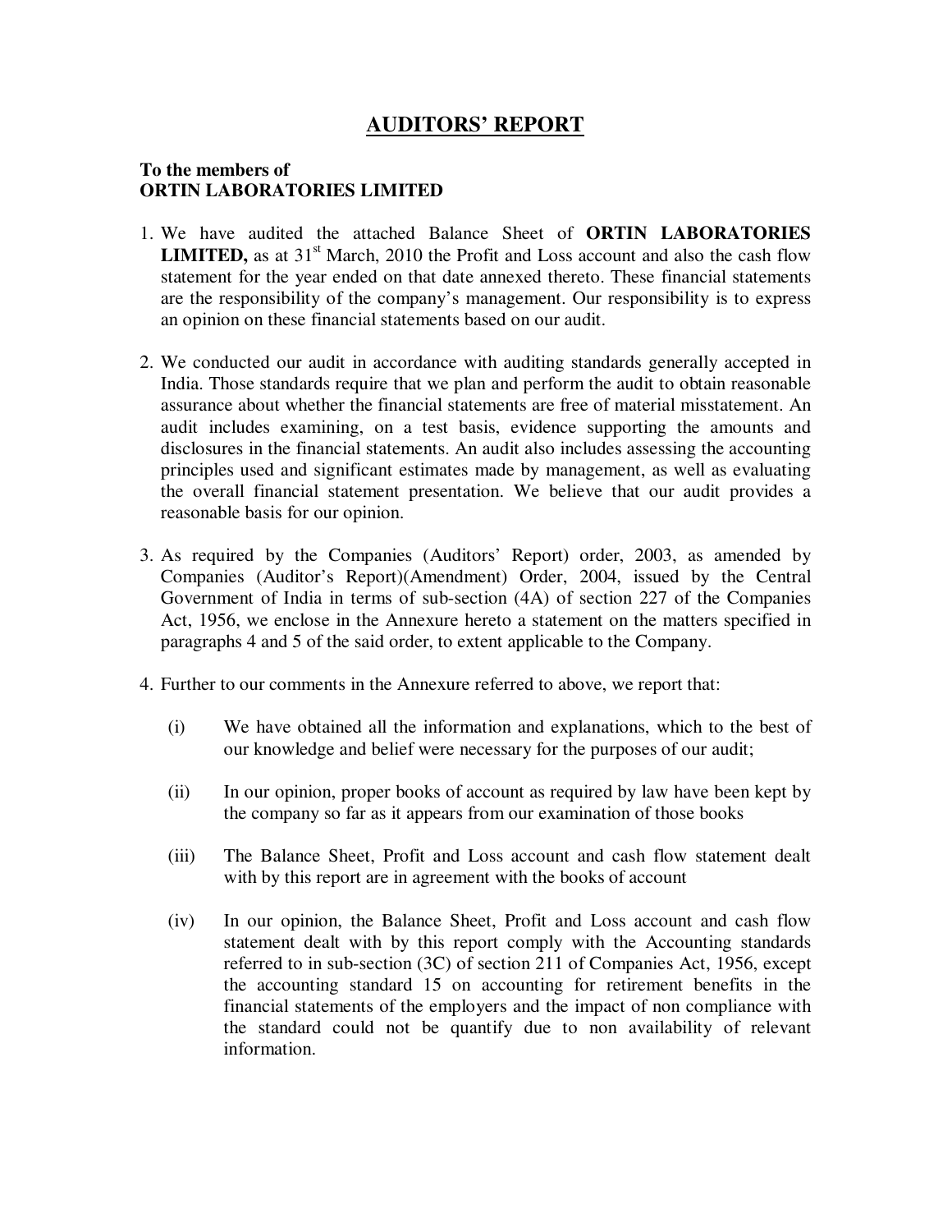# AUDITORS' REPORT

**To the members of**
**ORTIN LABORATORIES LIMITED**

1. We have audited the attached Balance Sheet of **ORTIN LABORATORIES LIMITED,** as at 31st March, 2010 the Profit and Loss account and also the cash flow statement for the year ended on that date annexed thereto. These financial statements are the responsibility of the company's management. Our responsibility is to express an opinion on these financial statements based on our audit.

2. We conducted our audit in accordance with auditing standards generally accepted in India. Those standards require that we plan and perform the audit to obtain reasonable assurance about whether the financial statements are free of material misstatement. An audit includes examining, on a test basis, evidence supporting the amounts and disclosures in the financial statements. An audit also includes assessing the accounting principles used and significant estimates made by management, as well as evaluating the overall financial statement presentation. We believe that our audit provides a reasonable basis for our opinion.

3. As required by the Companies (Auditors' Report) order, 2003, as amended by Companies (Auditor's Report)(Amendment) Order, 2004, issued by the Central Government of India in terms of sub-section (4A) of section 227 of the Companies Act, 1956, we enclose in the Annexure hereto a statement on the matters specified in paragraphs 4 and 5 of the said order, to extent applicable to the Company.

4. Further to our comments in the Annexure referred to above, we report that:

   (i) We have obtained all the information and explanations, which to the best of our knowledge and belief were necessary for the purposes of our audit;

   (ii) In our opinion, proper books of account as required by law have been kept by the company so far as it appears from our examination of those books

   (iii) The Balance Sheet, Profit and Loss account and cash flow statement dealt with by this report are in agreement with the books of account

   (iv) In our opinion, the Balance Sheet, Profit and Loss account and cash flow statement dealt with by this report comply with the Accounting standards referred to in sub-section (3C) of section 211 of Companies Act, 1956, except the accounting standard 15 on accounting for retirement benefits in the financial statements of the employers and the impact of non compliance with the standard could not be quantify due to non availability of relevant information.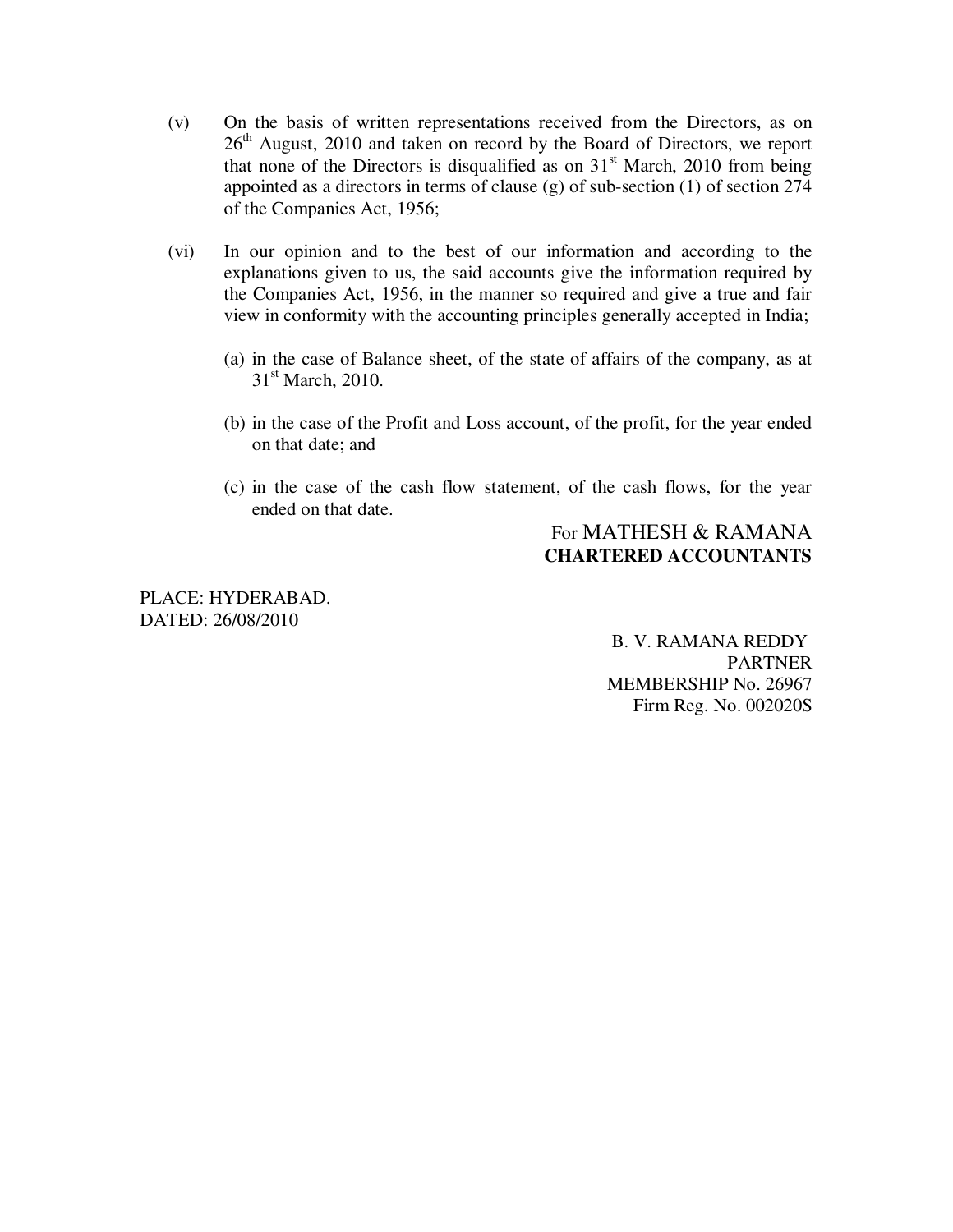(v) On the basis of written representations received from the Directors, as on 26th August, 2010 and taken on record by the Board of Directors, we report that none of the Directors is disqualified as on 31st March, 2010 from being appointed as a directors in terms of clause (g) of sub-section (1) of section 274 of the Companies Act, 1956;

(vi) In our opinion and to the best of our information and according to the explanations given to us, the said accounts give the information required by the Companies Act, 1956, in the manner so required and give a true and fair view in conformity with the accounting principles generally accepted in India;

(a) in the case of Balance sheet, of the state of affairs of the company, as at 31st March, 2010.

(b) in the case of the Profit and Loss account, of the profit, for the year ended on that date; and

(c) in the case of the cash flow statement, of the cash flows, for the year ended on that date.

For MATHESH & RAMANA
**CHARTERED ACCOUNTANTS**

PLACE: HYDERABAD.
DATED: 26/08/2010

B. V. RAMANA REDDY
PARTNER
MEMBERSHIP No. 26967
Firm Reg. No. 002020S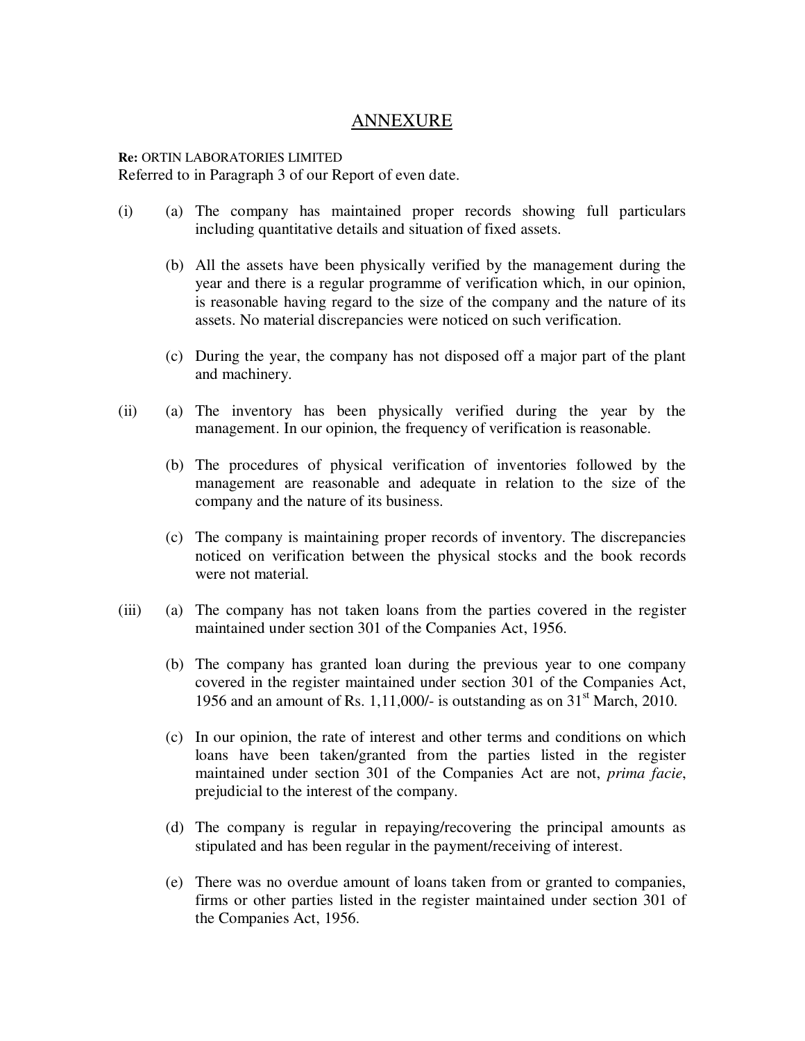## ANNEXURE

**Re:** ORTIN LABORATORIES LIMITED
Referred to in Paragraph 3 of our Report of even date.

(i) (a) The company has maintained proper records showing full particulars including quantitative details and situation of fixed assets.

(b) All the assets have been physically verified by the management during the year and there is a regular programme of verification which, in our opinion, is reasonable having regard to the size of the company and the nature of its assets. No material discrepancies were noticed on such verification.

(c) During the year, the company has not disposed off a major part of the plant and machinery.

(ii) (a) The inventory has been physically verified during the year by the management. In our opinion, the frequency of verification is reasonable.

(b) The procedures of physical verification of inventories followed by the management are reasonable and adequate in relation to the size of the company and the nature of its business.

(c) The company is maintaining proper records of inventory. The discrepancies noticed on verification between the physical stocks and the book records were not material.

(iii) (a) The company has not taken loans from the parties covered in the register maintained under section 301 of the Companies Act, 1956.

(b) The company has granted loan during the previous year to one company covered in the register maintained under section 301 of the Companies Act, 1956 and an amount of Rs. 1,11,000/- is outstanding as on 31st March, 2010.

(c) In our opinion, the rate of interest and other terms and conditions on which loans have been taken/granted from the parties listed in the register maintained under section 301 of the Companies Act are not, *prima facie*, prejudicial to the interest of the company.

(d) The company is regular in repaying/recovering the principal amounts as stipulated and has been regular in the payment/receiving of interest.

(e) There was no overdue amount of loans taken from or granted to companies, firms or other parties listed in the register maintained under section 301 of the Companies Act, 1956.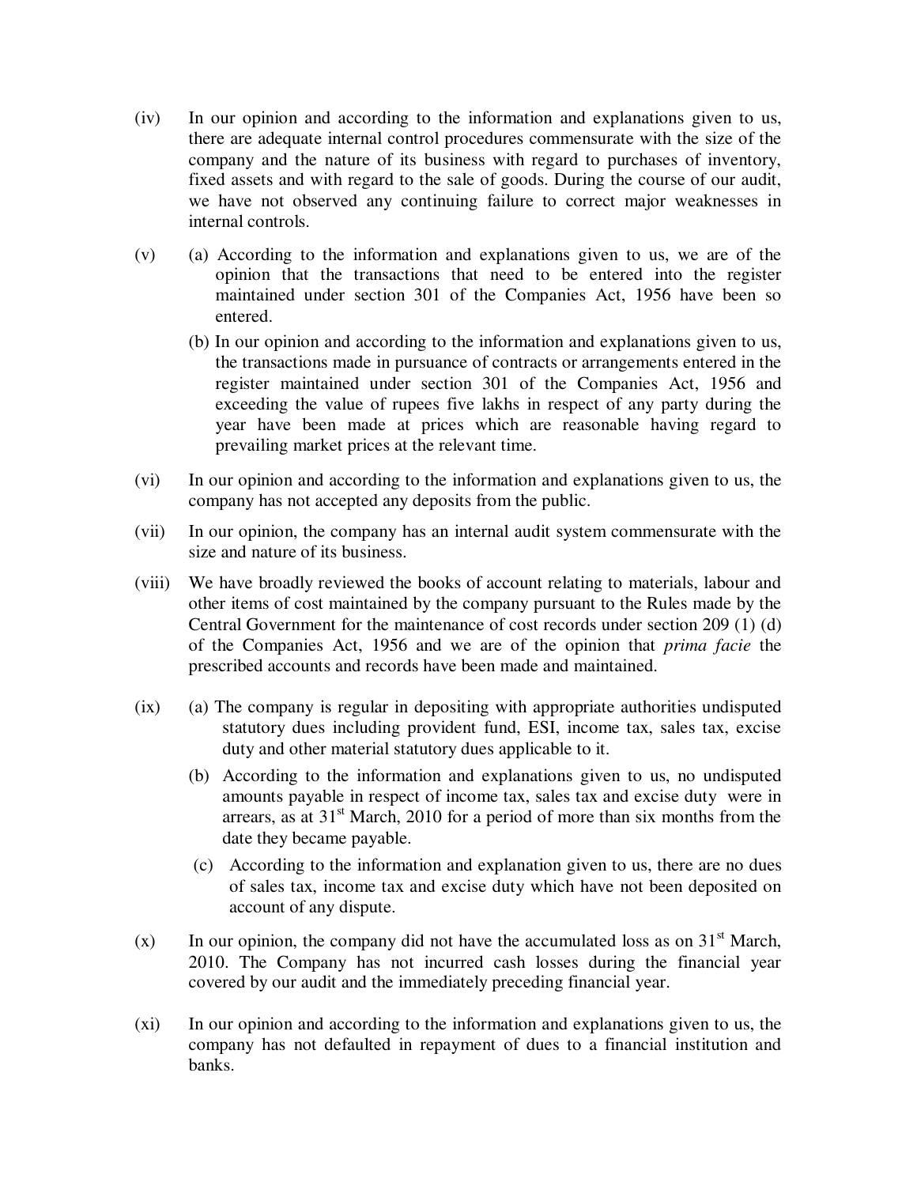(iv) In our opinion and according to the information and explanations given to us, there are adequate internal control procedures commensurate with the size of the company and the nature of its business with regard to purchases of inventory, fixed assets and with regard to the sale of goods. During the course of our audit, we have not observed any continuing failure to correct major weaknesses in internal controls.

(v) (a) According to the information and explanations given to us, we are of the opinion that the transactions that need to be entered into the register maintained under section 301 of the Companies Act, 1956 have been so entered.

(b) In our opinion and according to the information and explanations given to us, the transactions made in pursuance of contracts or arrangements entered in the register maintained under section 301 of the Companies Act, 1956 and exceeding the value of rupees five lakhs in respect of any party during the year have been made at prices which are reasonable having regard to prevailing market prices at the relevant time.

(vi) In our opinion and according to the information and explanations given to us, the company has not accepted any deposits from the public.

(vii) In our opinion, the company has an internal audit system commensurate with the size and nature of its business.

(viii) We have broadly reviewed the books of account relating to materials, labour and other items of cost maintained by the company pursuant to the Rules made by the Central Government for the maintenance of cost records under section 209 (1) (d) of the Companies Act, 1956 and we are of the opinion that *prima facie* the prescribed accounts and records have been made and maintained.

(ix) (a) The company is regular in depositing with appropriate authorities undisputed statutory dues including provident fund, ESI, income tax, sales tax, excise duty and other material statutory dues applicable to it.

(b) According to the information and explanations given to us, no undisputed amounts payable in respect of income tax, sales tax and excise duty were in arrears, as at 31st March, 2010 for a period of more than six months from the date they became payable.

(c) According to the information and explanation given to us, there are no dues of sales tax, income tax and excise duty which have not been deposited on account of any dispute.

(x) In our opinion, the company did not have the accumulated loss as on 31st March, 2010. The Company has not incurred cash losses during the financial year covered by our audit and the immediately preceding financial year.

(xi) In our opinion and according to the information and explanations given to us, the company has not defaulted in repayment of dues to a financial institution and banks.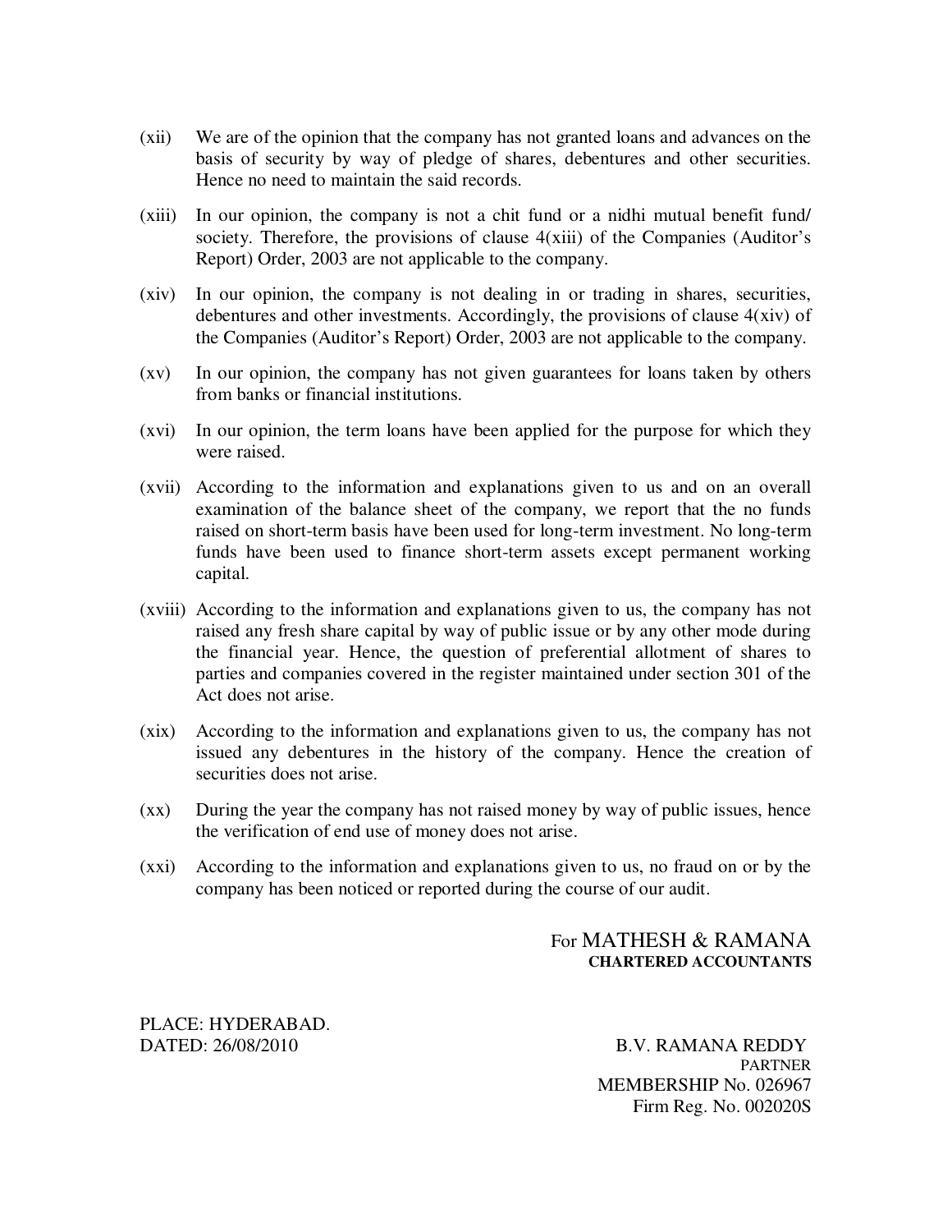(xii) We are of the opinion that the company has not granted loans and advances on the basis of security by way of pledge of shares, debentures and other securities. Hence no need to maintain the said records.

(xiii) In our opinion, the company is not a chit fund or a nidhi mutual benefit fund/ society. Therefore, the provisions of clause 4(xiii) of the Companies (Auditor's Report) Order, 2003 are not applicable to the company.

(xiv) In our opinion, the company is not dealing in or trading in shares, securities, debentures and other investments. Accordingly, the provisions of clause 4(xiv) of the Companies (Auditor's Report) Order, 2003 are not applicable to the company.

(xv) In our opinion, the company has not given guarantees for loans taken by others from banks or financial institutions.

(xvi) In our opinion, the term loans have been applied for the purpose for which they were raised.

(xvii) According to the information and explanations given to us and on an overall examination of the balance sheet of the company, we report that the no funds raised on short-term basis have been used for long-term investment. No long-term funds have been used to finance short-term assets except permanent working capital.

(xviii) According to the information and explanations given to us, the company has not raised any fresh share capital by way of public issue or by any other mode during the financial year. Hence, the question of preferential allotment of shares to parties and companies covered in the register maintained under section 301 of the Act does not arise.

(xix) According to the information and explanations given to us, the company has not issued any debentures in the history of the company. Hence the creation of securities does not arise.

(xx) During the year the company has not raised money by way of public issues, hence the verification of end use of money does not arise.

(xxi) According to the information and explanations given to us, no fraud on or by the company has been noticed or reported during the course of our audit.

For MATHESH & RAMANA
**CHARTERED ACCOUNTANTS**

PLACE: HYDERABAD.
DATED: 26/08/2010

B.V. RAMANA REDDY
PARTNER
MEMBERSHIP No. 026967
Firm Reg. No. 002020S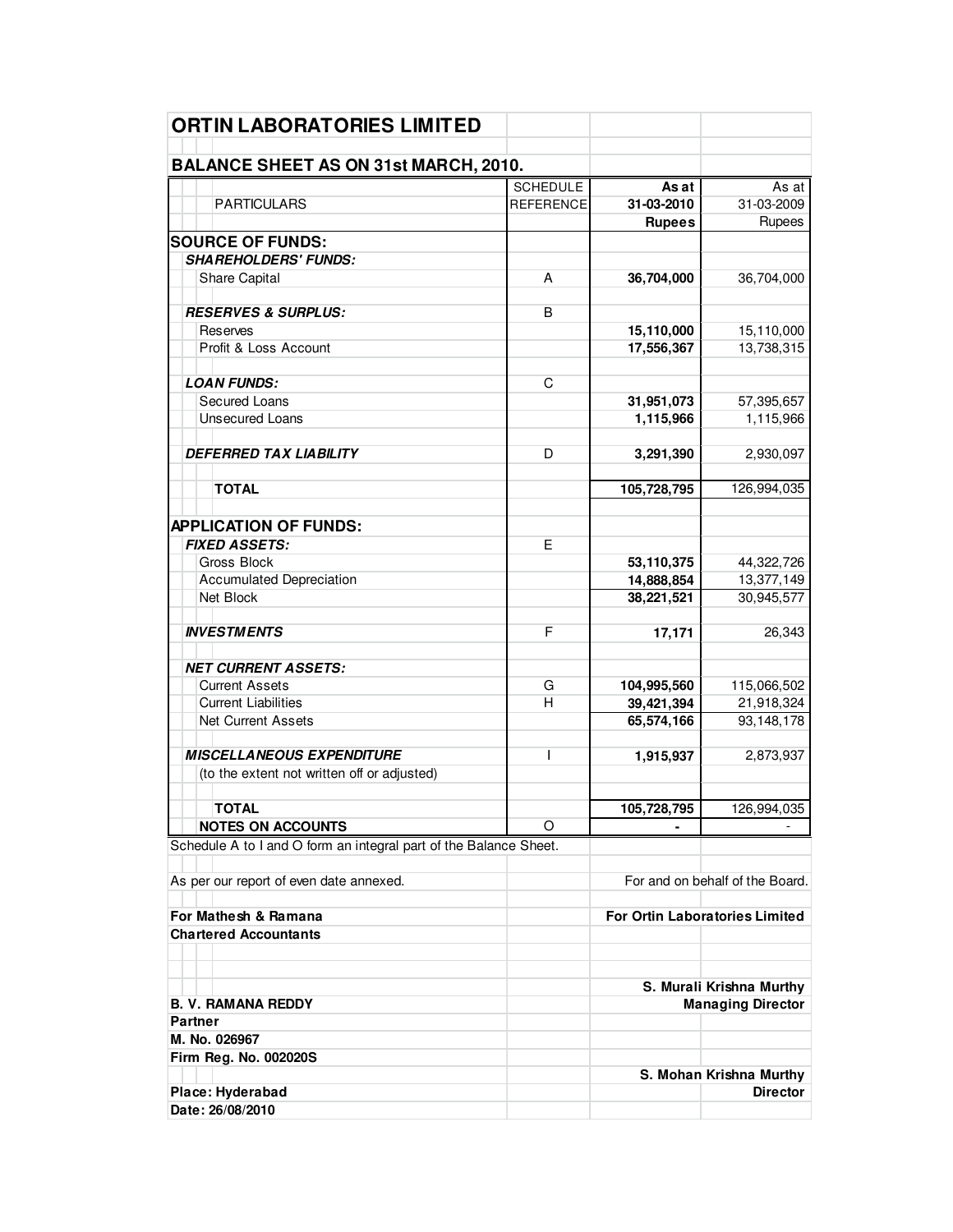# ORTIN LABORATORIES LIMITED

## BALANCE SHEET AS ON 31st MARCH, 2010.

| PARTICULARS | SCHEDULE REFERENCE | As at 31-03-2010 Rupees | As at 31-03-2009 Rupees |
|---|---|---|---|
| **SOURCE OF FUNDS:** | | | |
| ***SHAREHOLDERS' FUNDS:*** | | | |
| Share Capital | A | **36,704,000** | 36,704,000 |
| ***RESERVES & SURPLUS:*** | B | | |
| Reserves | | **15,110,000** | 15,110,000 |
| Profit & Loss Account | | **17,556,367** | 13,738,315 |
| ***LOAN FUNDS:*** | C | | |
| Secured Loans | | **31,951,073** | 57,395,657 |
| Unsecured Loans | | **1,115,966** | 1,115,966 |
| ***DEFERRED TAX LIABILITY*** | D | **3,291,390** | 2,930,097 |
| **TOTAL** | | **105,728,795** | 126,994,035 |
| **APPLICATION OF FUNDS:** | | | |
| ***FIXED ASSETS:*** | E | | |
| Gross Block | | **53,110,375** | 44,322,726 |
| Accumulated Depreciation | | **14,888,854** | 13,377,149 |
| Net Block | | **38,221,521** | 30,945,577 |
| ***INVESTMENTS*** | F | **17,171** | 26,343 |
| ***NET CURRENT ASSETS:*** | | | |
| Current Assets | G | **104,995,560** | 115,066,502 |
| Current Liabilities | H | **39,421,394** | 21,918,324 |
| Net Current Assets | | **65,574,166** | 93,148,178 |
| ***MISCELLANEOUS EXPENDITURE*** | I | **1,915,937** | 2,873,937 |
| (to the extent not written off or adjusted) | | | |
| **TOTAL** | | **105,728,795** | 126,994,035 |
| **NOTES ON ACCOUNTS** | O | **-** | - |

Schedule A to I and O form an integral part of the Balance Sheet.

As per our report of even date annexed.

For and on behalf of the Board.

**For Mathesh & Ramana**
**Chartered Accountants**

**For Ortin Laboratories Limited**

**S. Murali Krishna Murthy**
**Managing Director**

**B. V. RAMANA REDDY**
**Partner**
**M. No. 026967**
**Firm Reg. No. 002020S**

**S. Mohan Krishna Murthy**
**Director**

**Place: Hyderabad**
**Date: 26/08/2010**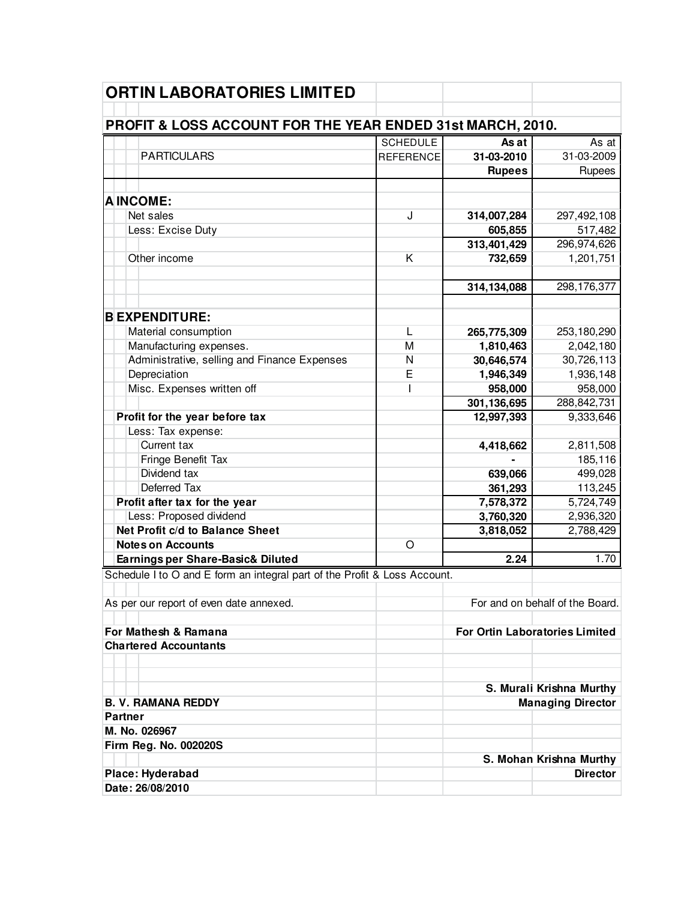# ORTIN LABORATORIES LIMITED

## PROFIT & LOSS ACCOUNT FOR THE YEAR ENDED 31st MARCH, 2010.

| PARTICULARS | SCHEDULE REFERENCE | As at 31-03-2010 Rupees | As at 31-03-2009 Rupees |
|---|---|---|---|
| **A INCOME:** | | | |
| Net sales | J | **314,007,284** | 297,492,108 |
| Less: Excise Duty | | **605,855** | 517,482 |
| | | **313,401,429** | 296,974,626 |
| Other income | K | **732,659** | 1,201,751 |
| | | **314,134,088** | 298,176,377 |
| **B EXPENDITURE:** | | | |
| Material consumption | L | **265,775,309** | 253,180,290 |
| Manufacturing expenses. | M | **1,810,463** | 2,042,180 |
| Administrative, selling and Finance Expenses | N | **30,646,574** | 30,726,113 |
| Depreciation | E | **1,946,349** | 1,936,148 |
| Misc. Expenses written off | I | **958,000** | 958,000 |
| | | **301,136,695** | 288,842,731 |
| **Profit for the year before tax** | | **12,997,393** | 9,333,646 |
| Less: Tax expense: | | | |
| Current tax | | **4,418,662** | 2,811,508 |
| Fringe Benefit Tax | | **-** | 185,116 |
| Dividend tax | | **639,066** | 499,028 |
| Deferred Tax | | **361,293** | 113,245 |
| **Profit after tax for the year** | | **7,578,372** | 5,724,749 |
| Less: Proposed dividend | | **3,760,320** | 2,936,320 |
| **Net Profit c/d to Balance Sheet** | | **3,818,052** | 2,788,429 |
| **Notes on Accounts** | O | | |
| **Earnings per Share-Basic& Diluted** | | **2.24** | 1.70 |

Schedule I to O and E form an integral part of the Profit & Loss Account.

As per our report of even date annexed.

For and on behalf of the Board.

**For Mathesh & Ramana**
**Chartered Accountants**

**For Ortin Laboratories Limited**

**S. Murali Krishna Murthy**
**Managing Director**

**B. V. RAMANA REDDY**
**Partner**
**M. No. 026967**
**Firm Reg. No. 002020S**

**S. Mohan Krishna Murthy**
**Director**

**Place: Hyderabad**
**Date: 26/08/2010**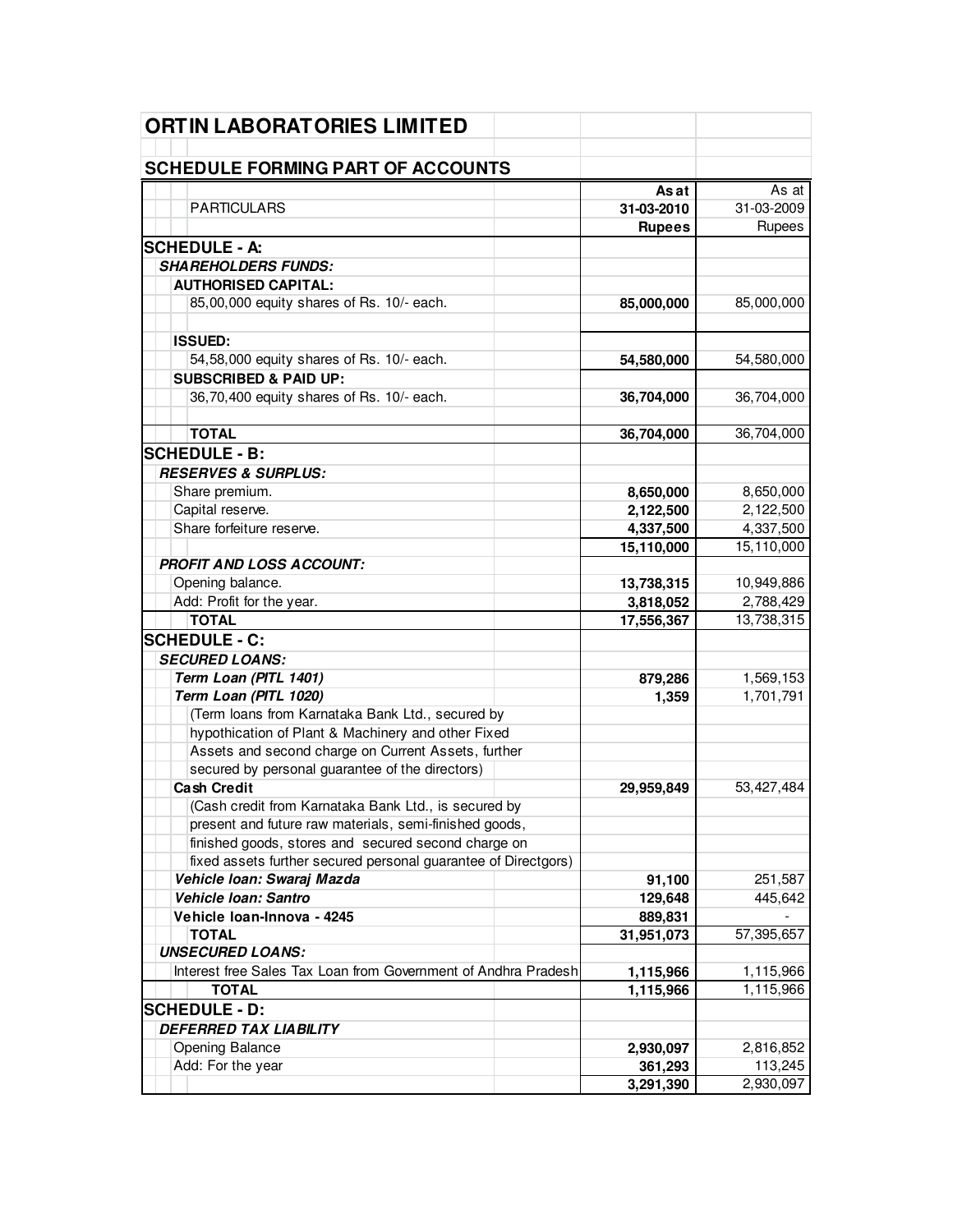# ORTIN LABORATORIES LIMITED

## SCHEDULE FORMING PART OF ACCOUNTS

| PARTICULARS | As at 31-03-2010 Rupees | As at 31-03-2009 Rupees |
|---|---|---|
| **SCHEDULE - A:** | | |
| ***SHAREHOLDERS FUNDS:*** | | |
| **AUTHORISED CAPITAL:** | | |
| 85,00,000 equity shares of Rs. 10/- each. | **85,000,000** | 85,000,000 |
| **ISSUED:** | | |
| 54,58,000 equity shares of Rs. 10/- each. | **54,580,000** | 54,580,000 |
| **SUBSCRIBED & PAID UP:** | | |
| 36,70,400 equity shares of Rs. 10/- each. | **36,704,000** | 36,704,000 |
| **TOTAL** | **36,704,000** | 36,704,000 |
| **SCHEDULE - B:** | | |
| ***RESERVES & SURPLUS:*** | | |
| Share premium. | **8,650,000** | 8,650,000 |
| Capital reserve. | **2,122,500** | 2,122,500 |
| Share forfeiture reserve. | **4,337,500** | 4,337,500 |
| | **15,110,000** | 15,110,000 |
| ***PROFIT AND LOSS ACCOUNT:*** | | |
| Opening balance. | **13,738,315** | 10,949,886 |
| Add: Profit for the year. | **3,818,052** | 2,788,429 |
| **TOTAL** | **17,556,367** | 13,738,315 |
| **SCHEDULE - C:** | | |
| ***SECURED LOANS:*** | | |
| ***Term Loan (PITL 1401)*** | **879,286** | 1,569,153 |
| ***Term Loan (PITL 1020)*** | **1,359** | 1,701,791 |
| (Term loans from Karnataka Bank Ltd., secured by hypothication of Plant & Machinery and other Fixed Assets and second charge on Current Assets, further secured by personal guarantee of the directors) | | |
| **Cash Credit** | **29,959,849** | 53,427,484 |
| (Cash credit from Karnataka Bank Ltd., is secured by present and future raw materials, semi-finished goods, finished goods, stores and secured second charge on fixed assets further secured personal guarantee of Directgors) | | |
| ***Vehicle loan: Swaraj Mazda*** | **91,100** | 251,587 |
| ***Vehicle loan: Santro*** | **129,648** | 445,642 |
| **Vehicle loan-Innova - 4245** | **889,831** | - |
| **TOTAL** | **31,951,073** | 57,395,657 |
| ***UNSECURED LOANS:*** | | |
| Interest free Sales Tax Loan from Government of Andhra Pradesh | **1,115,966** | 1,115,966 |
| **TOTAL** | **1,115,966** | 1,115,966 |
| **SCHEDULE - D:** | | |
| ***DEFERRED TAX LIABILITY*** | | |
| Opening Balance | **2,930,097** | 2,816,852 |
| Add: For the year | **361,293** | 113,245 |
| | **3,291,390** | 2,930,097 |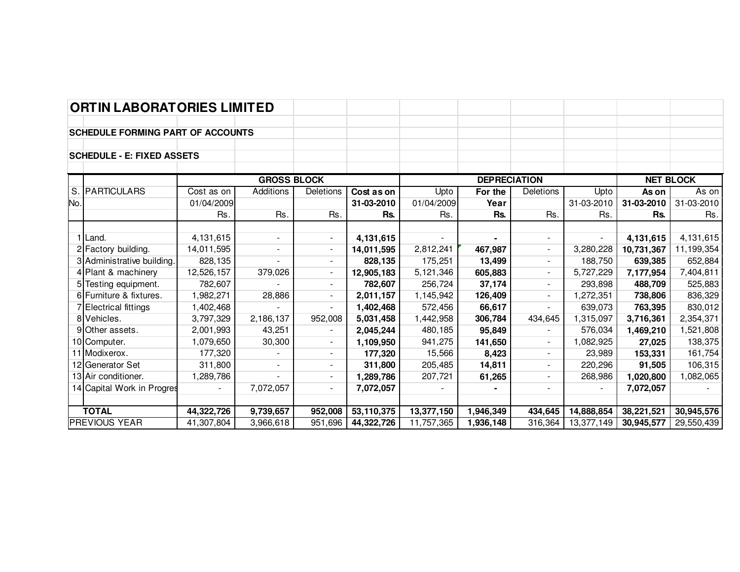# ORTIN LABORATORIES LIMITED

**SCHEDULE FORMING PART OF ACCOUNTS**

**SCHEDULE - E: FIXED ASSETS**

| S. No. | PARTICULARS | GROSS BLOCK | | | | DEPRECIATION | | | | NET BLOCK | |
|---|---|---|---|---|---|---|---|---|---|---|---|
| | | Cost as on 01/04/2009 | Additions | Deletions | **Cost as on 31-03-2010** | Upto 01/04/2009 | **For the Year** | Deletions | Upto 31-03-2010 | **As on 31-03-2010** | As on 31-03-2010 |
| | | Rs. | Rs. | Rs. | **Rs.** | Rs. | **Rs.** | Rs. | Rs. | **Rs.** | Rs. |
| 1 | Land. | 4,131,615 | - | - | **4,131,615** | - | **-** | - | - | **4,131,615** | 4,131,615 |
| 2 | Factory building. | 14,011,595 | - | - | **14,011,595** | 2,812,241 | **467,987** | - | 3,280,228 | **10,731,367** | 11,199,354 |
| 3 | Administrative building. | 828,135 | - | - | **828,135** | 175,251 | **13,499** | - | 188,750 | **639,385** | 652,884 |
| 4 | Plant & machinery | 12,526,157 | 379,026 | - | **12,905,183** | 5,121,346 | **605,883** | - | 5,727,229 | **7,177,954** | 7,404,811 |
| 5 | Testing equipment. | 782,607 | - | - | **782,607** | 256,724 | **37,174** | - | 293,898 | **488,709** | 525,883 |
| 6 | Furniture & fixtures. | 1,982,271 | 28,886 | - | **2,011,157** | 1,145,942 | **126,409** | - | 1,272,351 | **738,806** | 836,329 |
| 7 | Electrical fittings | 1,402,468 | - | - | **1,402,468** | 572,456 | **66,617** | - | 639,073 | **763,395** | 830,012 |
| 8 | Vehicles. | 3,797,329 | 2,186,137 | 952,008 | **5,031,458** | 1,442,958 | **306,784** | 434,645 | 1,315,097 | **3,716,361** | 2,354,371 |
| 9 | Other assets. | 2,001,993 | 43,251 | - | **2,045,244** | 480,185 | **95,849** | - | 576,034 | **1,469,210** | 1,521,808 |
| 10 | Computer. | 1,079,650 | 30,300 | - | **1,109,950** | 941,275 | **141,650** | - | 1,082,925 | **27,025** | 138,375 |
| 11 | Modixerox. | 177,320 | - | - | **177,320** | 15,566 | **8,423** | - | 23,989 | **153,331** | 161,754 |
| 12 | Generator Set | 311,800 | - | - | **311,800** | 205,485 | **14,811** | - | 220,296 | **91,505** | 106,315 |
| 13 | Air conditioner. | 1,289,786 | - | - | **1,289,786** | 207,721 | **61,265** | - | 268,986 | **1,020,800** | 1,082,065 |
| 14 | Capital Work in Progres | - | 7,072,057 | - | **7,072,057** | - | **-** | - | - | **7,072,057** | - |
| | **TOTAL** | **44,322,726** | **9,739,657** | **952,008** | **53,110,375** | **13,377,150** | **1,946,349** | **434,645** | **14,888,854** | **38,221,521** | **30,945,576** |
| | PREVIOUS YEAR | 41,307,804 | 3,966,618 | 951,696 | **44,322,726** | 11,757,365 | **1,936,148** | 316,364 | 13,377,149 | **30,945,577** | 29,550,439 |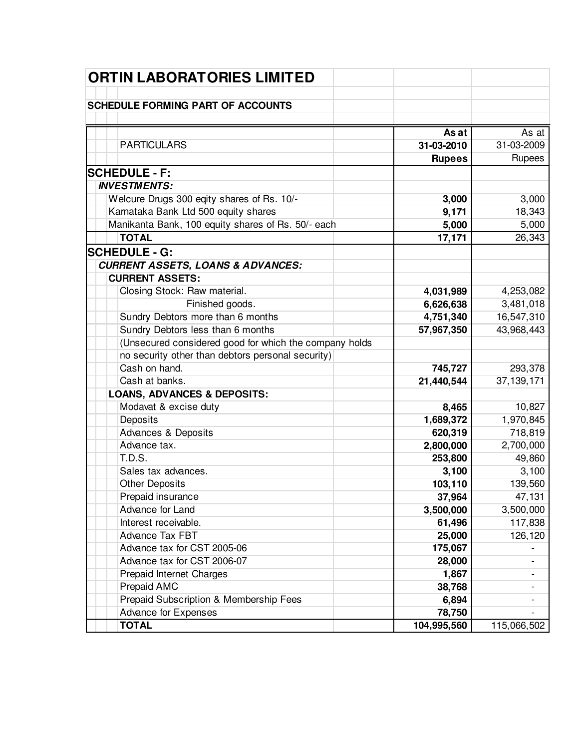# ORTIN LABORATORIES LIMITED

**SCHEDULE FORMING PART OF ACCOUNTS**

| PARTICULARS | As at 31-03-2010 Rupees | As at 31-03-2009 Rupees |
|---|---|---|
| **SCHEDULE - F:** | | |
| ***INVESTMENTS:*** | | |
| Welcure Drugs 300 eqity shares of Rs. 10/- | **3,000** | 3,000 |
| Karnataka Bank Ltd 500 equity shares | **9,171** | 18,343 |
| Manikanta Bank, 100 equity shares of Rs. 50/- each | **5,000** | 5,000 |
| **TOTAL** | **17,171** | 26,343 |
| **SCHEDULE - G:** | | |
| ***CURRENT ASSETS, LOANS & ADVANCES:*** | | |
| **CURRENT ASSETS:** | | |
| Closing Stock: Raw material. | **4,031,989** | 4,253,082 |
| Finished goods. | **6,626,638** | 3,481,018 |
| Sundry Debtors more than 6 months | **4,751,340** | 16,547,310 |
| Sundry Debtors less than 6 months | **57,967,350** | 43,968,443 |
| (Unsecured considered good for which the company holds no security other than debtors personal security) | | |
| Cash on hand. | **745,727** | 293,378 |
| Cash at banks. | **21,440,544** | 37,139,171 |
| **LOANS, ADVANCES & DEPOSITS:** | | |
| Modavat & excise duty | **8,465** | 10,827 |
| Deposits | **1,689,372** | 1,970,845 |
| Advances & Deposits | **620,319** | 718,819 |
| Advance tax. | **2,800,000** | 2,700,000 |
| T.D.S. | **253,800** | 49,860 |
| Sales tax advances. | **3,100** | 3,100 |
| Other Deposits | **103,110** | 139,560 |
| Prepaid insurance | **37,964** | 47,131 |
| Advance for Land | **3,500,000** | 3,500,000 |
| Interest receivable. | **61,496** | 117,838 |
| Advance Tax FBT | **25,000** | 126,120 |
| Advance tax for CST 2005-06 | **175,067** | - |
| Advance tax for CST 2006-07 | **28,000** | - |
| Prepaid Internet Charges | **1,867** | - |
| Prepaid AMC | **38,768** | - |
| Prepaid Subscription & Membership Fees | **6,894** | - |
| Advance for Expenses | **78,750** | - |
| **TOTAL** | **104,995,560** | 115,066,502 |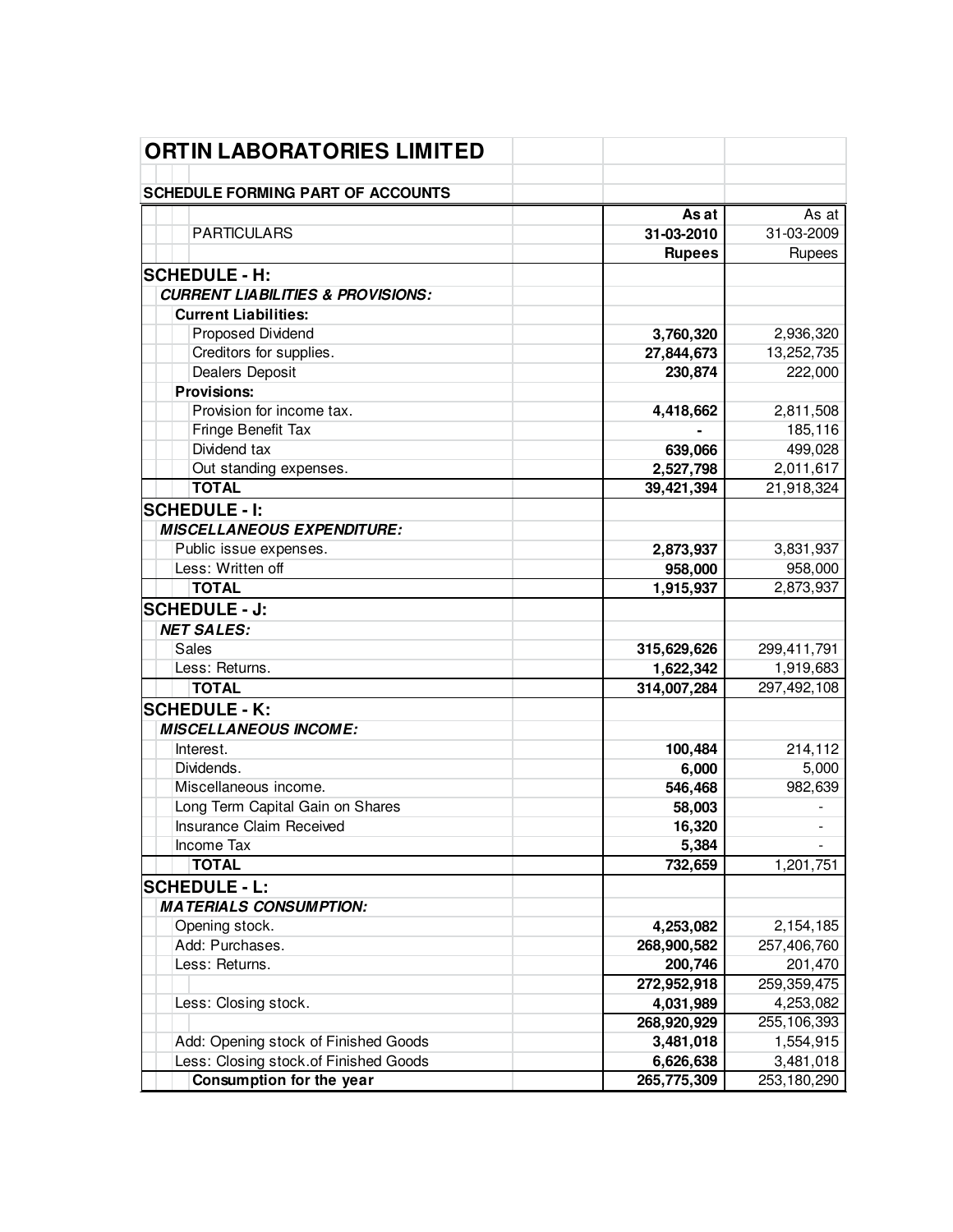# ORTIN LABORATORIES LIMITED

**SCHEDULE FORMING PART OF ACCOUNTS**

| PARTICULARS | As at 31-03-2010 Rupees | As at 31-03-2009 Rupees |
|---|---|---|
| **SCHEDULE - H:** | | |
| ***CURRENT LIABILITIES & PROVISIONS:*** | | |
| **Current Liabilities:** | | |
| Proposed Dividend | **3,760,320** | 2,936,320 |
| Creditors for supplies. | **27,844,673** | 13,252,735 |
| Dealers Deposit | **230,874** | 222,000 |
| **Provisions:** | | |
| Provision for income tax. | **4,418,662** | 2,811,508 |
| Fringe Benefit Tax | **-** | 185,116 |
| Dividend tax | **639,066** | 499,028 |
| Out standing expenses. | **2,527,798** | 2,011,617 |
| **TOTAL** | **39,421,394** | 21,918,324 |
| **SCHEDULE - I:** | | |
| ***MISCELLANEOUS EXPENDITURE:*** | | |
| Public issue expenses. | **2,873,937** | 3,831,937 |
| Less: Written off | **958,000** | 958,000 |
| **TOTAL** | **1,915,937** | 2,873,937 |
| **SCHEDULE - J:** | | |
| ***NET SALES:*** | | |
| Sales | **315,629,626** | 299,411,791 |
| Less: Returns. | **1,622,342** | 1,919,683 |
| **TOTAL** | **314,007,284** | 297,492,108 |
| **SCHEDULE - K:** | | |
| ***MISCELLANEOUS INCOME:*** | | |
| Interest. | **100,484** | 214,112 |
| Dividends. | **6,000** | 5,000 |
| Miscellaneous income. | **546,468** | 982,639 |
| Long Term Capital Gain on Shares | **58,003** | - |
| Insurance Claim Received | **16,320** | - |
| Income Tax | **5,384** | - |
| **TOTAL** | **732,659** | 1,201,751 |
| **SCHEDULE - L:** | | |
| ***MATERIALS CONSUMPTION:*** | | |
| Opening stock. | **4,253,082** | 2,154,185 |
| Add: Purchases. | **268,900,582** | 257,406,760 |
| Less: Returns. | **200,746** | 201,470 |
| | **272,952,918** | 259,359,475 |
| Less: Closing stock. | **4,031,989** | 4,253,082 |
| | **268,920,929** | 255,106,393 |
| Add: Opening stock of Finished Goods | **3,481,018** | 1,554,915 |
| Less: Closing stock.of Finished Goods | **6,626,638** | 3,481,018 |
| **Consumption for the year** | **265,775,309** | 253,180,290 |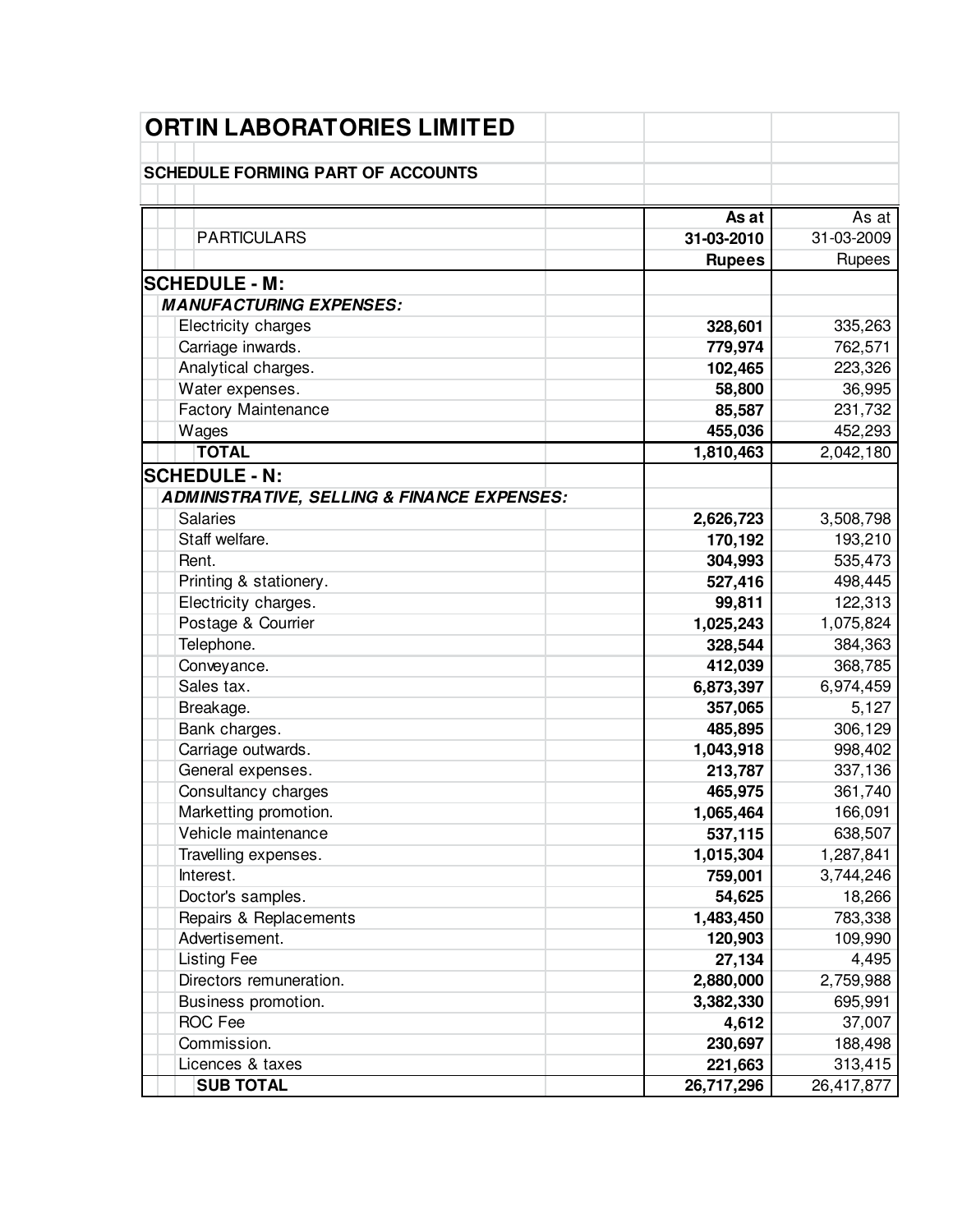# ORTIN LABORATORIES LIMITED

**SCHEDULE FORMING PART OF ACCOUNTS**

| PARTICULARS | As at 31-03-2010 Rupees | As at 31-03-2009 Rupees |
|---|---|---|
| **SCHEDULE - M:** | | |
| ***MANUFACTURING EXPENSES:*** | | |
| Electricity charges | **328,601** | 335,263 |
| Carriage inwards. | **779,974** | 762,571 |
| Analytical charges. | **102,465** | 223,326 |
| Water expenses. | **58,800** | 36,995 |
| Factory Maintenance | **85,587** | 231,732 |
| Wages | **455,036** | 452,293 |
| **TOTAL** | **1,810,463** | 2,042,180 |
| **SCHEDULE - N:** | | |
| ***ADMINISTRATIVE, SELLING & FINANCE EXPENSES:*** | | |
| Salaries | **2,626,723** | 3,508,798 |
| Staff welfare. | **170,192** | 193,210 |
| Rent. | **304,993** | 535,473 |
| Printing & stationery. | **527,416** | 498,445 |
| Electricity charges. | **99,811** | 122,313 |
| Postage & Courrier | **1,025,243** | 1,075,824 |
| Telephone. | **328,544** | 384,363 |
| Conveyance. | **412,039** | 368,785 |
| Sales tax. | **6,873,397** | 6,974,459 |
| Breakage. | **357,065** | 5,127 |
| Bank charges. | **485,895** | 306,129 |
| Carriage outwards. | **1,043,918** | 998,402 |
| General expenses. | **213,787** | 337,136 |
| Consultancy charges | **465,975** | 361,740 |
| Marketting promotion. | **1,065,464** | 166,091 |
| Vehicle maintenance | **537,115** | 638,507 |
| Travelling expenses. | **1,015,304** | 1,287,841 |
| Interest. | **759,001** | 3,744,246 |
| Doctor's samples. | **54,625** | 18,266 |
| Repairs & Replacements | **1,483,450** | 783,338 |
| Advertisement. | **120,903** | 109,990 |
| Listing Fee | **27,134** | 4,495 |
| Directors remuneration. | **2,880,000** | 2,759,988 |
| Business promotion. | **3,382,330** | 695,991 |
| ROC Fee | **4,612** | 37,007 |
| Commission. | **230,697** | 188,498 |
| Licences & taxes | **221,663** | 313,415 |
| **SUB TOTAL** | **26,717,296** | 26,417,877 |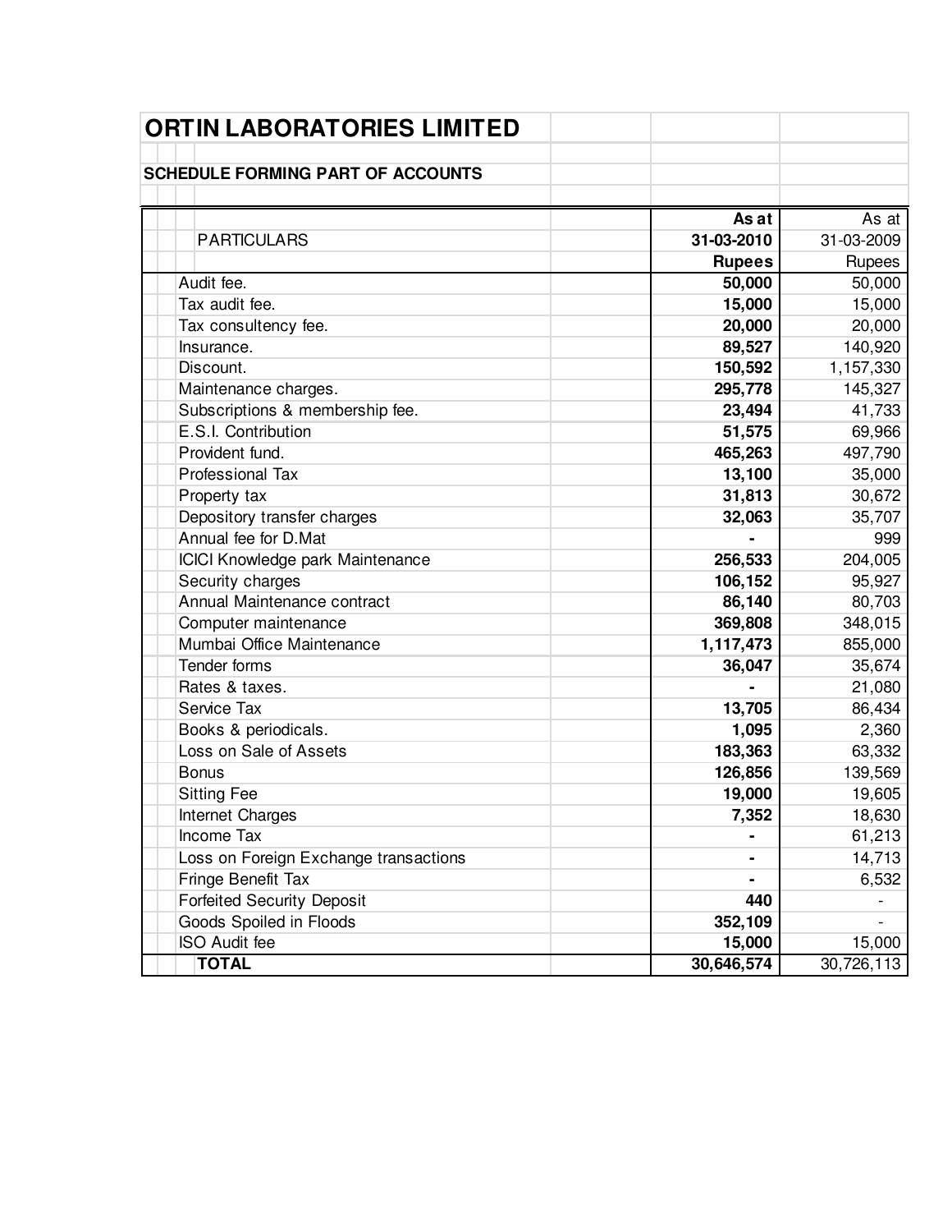# ORTIN LABORATORIES LIMITED

## SCHEDULE FORMING PART OF ACCOUNTS

| PARTICULARS | As at 31-03-2010 Rupees | As at 31-03-2009 Rupees |
|---|---|---|
| Audit fee. | **50,000** | 50,000 |
| Tax audit fee. | **15,000** | 15,000 |
| Tax consultency fee. | **20,000** | 20,000 |
| Insurance. | **89,527** | 140,920 |
| Discount. | **150,592** | 1,157,330 |
| Maintenance charges. | **295,778** | 145,327 |
| Subscriptions & membership fee. | **23,494** | 41,733 |
| E.S.I. Contribution | **51,575** | 69,966 |
| Provident fund. | **465,263** | 497,790 |
| Professional Tax | **13,100** | 35,000 |
| Property tax | **31,813** | 30,672 |
| Depository transfer charges | **32,063** | 35,707 |
| Annual fee for D.Mat | **-** | 999 |
| ICICI Knowledge park Maintenance | **256,533** | 204,005 |
| Security charges | **106,152** | 95,927 |
| Annual Maintenance contract | **86,140** | 80,703 |
| Computer maintenance | **369,808** | 348,015 |
| Mumbai Office Maintenance | **1,117,473** | 855,000 |
| Tender forms | **36,047** | 35,674 |
| Rates & taxes. | **-** | 21,080 |
| Service Tax | **13,705** | 86,434 |
| Books & periodicals. | **1,095** | 2,360 |
| Loss on Sale of Assets | **183,363** | 63,332 |
| Bonus | **126,856** | 139,569 |
| Sitting Fee | **19,000** | 19,605 |
| Internet Charges | **7,352** | 18,630 |
| Income Tax | **-** | 61,213 |
| Loss on Foreign Exchange transactions | **-** | 14,713 |
| Fringe Benefit Tax | **-** | 6,532 |
| Forfeited Security Deposit | **440** | - |
| Goods Spoiled in Floods | **352,109** | - |
| ISO Audit fee | **15,000** | 15,000 |
| **TOTAL** | **30,646,574** | 30,726,113 |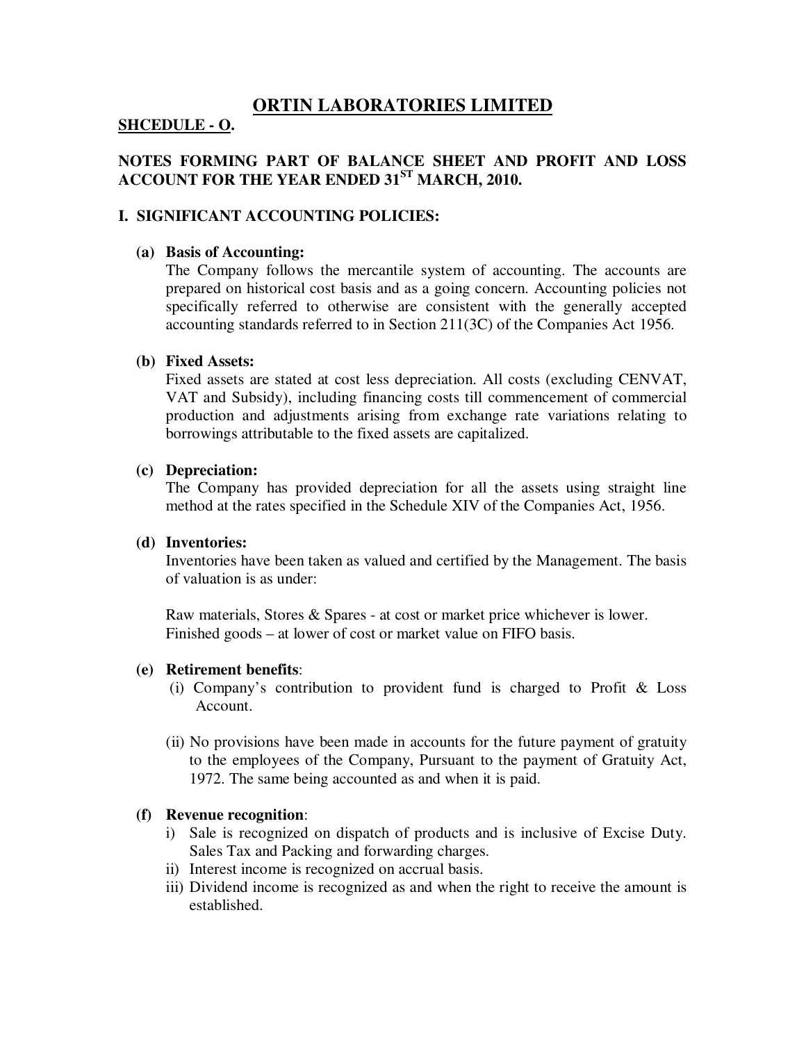# ORTIN LABORATORIES LIMITED

**SHCEDULE - O.**

## NOTES FORMING PART OF BALANCE SHEET AND PROFIT AND LOSS ACCOUNT FOR THE YEAR ENDED 31ST MARCH, 2010.

### I. SIGNIFICANT ACCOUNTING POLICIES:

**(a) Basis of Accounting:**

The Company follows the mercantile system of accounting. The accounts are prepared on historical cost basis and as a going concern. Accounting policies not specifically referred to otherwise are consistent with the generally accepted accounting standards referred to in Section 211(3C) of the Companies Act 1956.

**(b) Fixed Assets:**

Fixed assets are stated at cost less depreciation. All costs (excluding CENVAT, VAT and Subsidy), including financing costs till commencement of commercial production and adjustments arising from exchange rate variations relating to borrowings attributable to the fixed assets are capitalized.

**(c) Depreciation:**

The Company has provided depreciation for all the assets using straight line method at the rates specified in the Schedule XIV of the Companies Act, 1956.

**(d) Inventories:**

Inventories have been taken as valued and certified by the Management. The basis of valuation is as under:

Raw materials, Stores & Spares - at cost or market price whichever is lower.
Finished goods – at lower of cost or market value on FIFO basis.

**(e) Retirement benefits:**

(i) Company's contribution to provident fund is charged to Profit & Loss Account.

(ii) No provisions have been made in accounts for the future payment of gratuity to the employees of the Company, Pursuant to the payment of Gratuity Act, 1972. The same being accounted as and when it is paid.

**(f) Revenue recognition:**

i) Sale is recognized on dispatch of products and is inclusive of Excise Duty. Sales Tax and Packing and forwarding charges.
ii) Interest income is recognized on accrual basis.
iii) Dividend income is recognized as and when the right to receive the amount is established.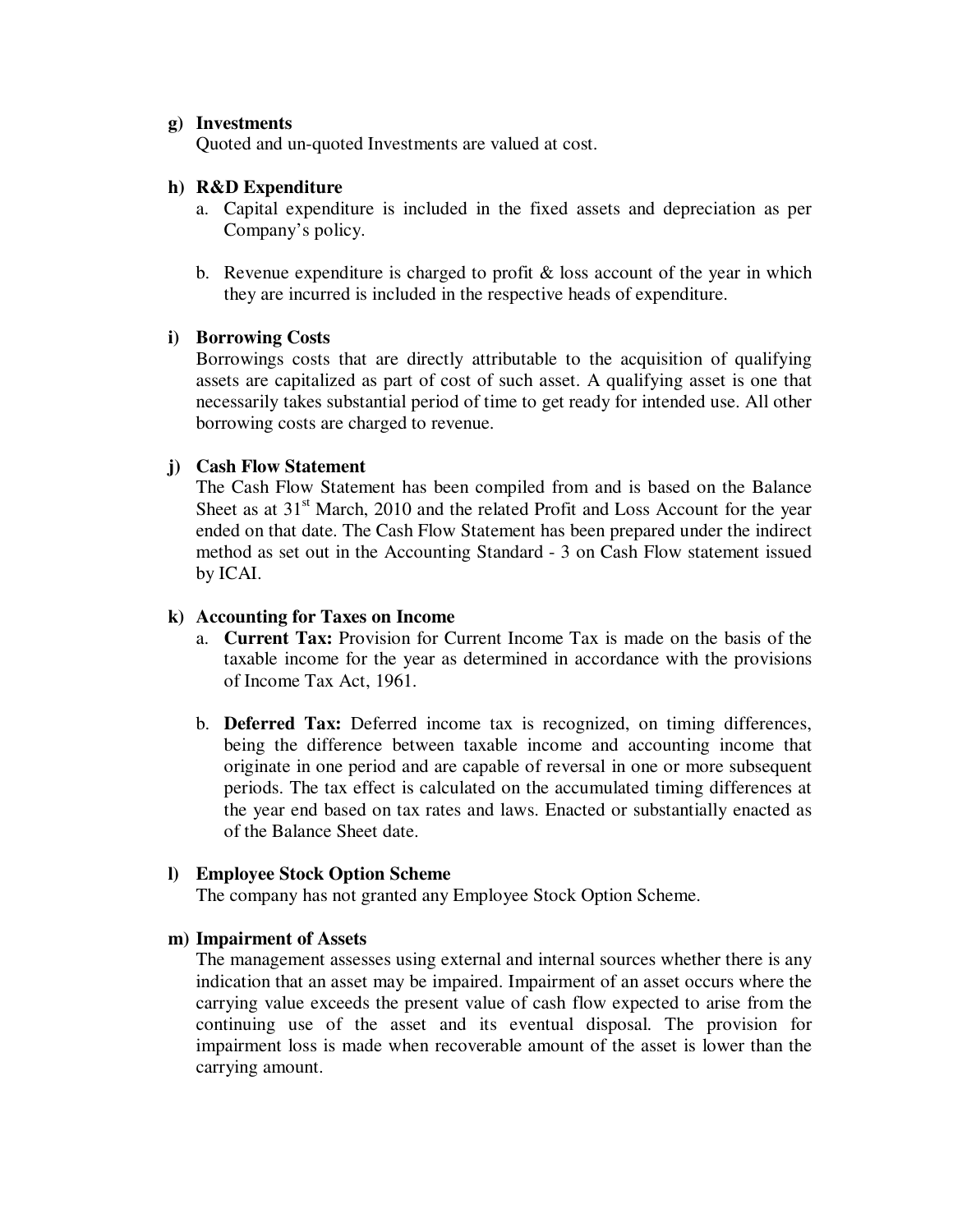**g) Investments**

Quoted and un-quoted Investments are valued at cost.

**h) R&D Expenditure**

a. Capital expenditure is included in the fixed assets and depreciation as per Company's policy.

b. Revenue expenditure is charged to profit & loss account of the year in which they are incurred is included in the respective heads of expenditure.

**i) Borrowing Costs**

Borrowings costs that are directly attributable to the acquisition of qualifying assets are capitalized as part of cost of such asset. A qualifying asset is one that necessarily takes substantial period of time to get ready for intended use. All other borrowing costs are charged to revenue.

**j) Cash Flow Statement**

The Cash Flow Statement has been compiled from and is based on the Balance Sheet as at 31st March, 2010 and the related Profit and Loss Account for the year ended on that date. The Cash Flow Statement has been prepared under the indirect method as set out in the Accounting Standard - 3 on Cash Flow statement issued by ICAI.

**k) Accounting for Taxes on Income**

a. **Current Tax:** Provision for Current Income Tax is made on the basis of the taxable income for the year as determined in accordance with the provisions of Income Tax Act, 1961.

b. **Deferred Tax:** Deferred income tax is recognized, on timing differences, being the difference between taxable income and accounting income that originate in one period and are capable of reversal in one or more subsequent periods. The tax effect is calculated on the accumulated timing differences at the year end based on tax rates and laws. Enacted or substantially enacted as of the Balance Sheet date.

**l) Employee Stock Option Scheme**

The company has not granted any Employee Stock Option Scheme.

**m) Impairment of Assets**

The management assesses using external and internal sources whether there is any indication that an asset may be impaired. Impairment of an asset occurs where the carrying value exceeds the present value of cash flow expected to arise from the continuing use of the asset and its eventual disposal. The provision for impairment loss is made when recoverable amount of the asset is lower than the carrying amount.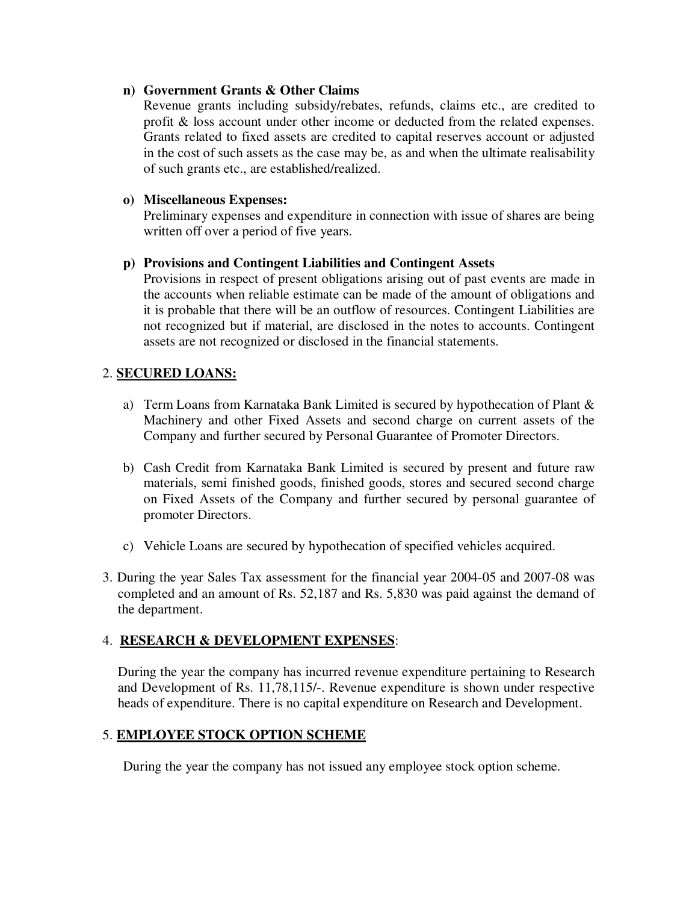n) **Government Grants & Other Claims**

Revenue grants including subsidy/rebates, refunds, claims etc., are credited to profit & loss account under other income or deducted from the related expenses. Grants related to fixed assets are credited to capital reserves account or adjusted in the cost of such assets as the case may be, as and when the ultimate realisability of such grants etc., are established/realized.

o) **Miscellaneous Expenses:**

Preliminary expenses and expenditure in connection with issue of shares are being written off over a period of five years.

p) **Provisions and Contingent Liabilities and Contingent Assets**

Provisions in respect of present obligations arising out of past events are made in the accounts when reliable estimate can be made of the amount of obligations and it is probable that there will be an outflow of resources. Contingent Liabilities are not recognized but if material, are disclosed in the notes to accounts. Contingent assets are not recognized or disclosed in the financial statements.

2. **SECURED LOANS:**

a) Term Loans from Karnataka Bank Limited is secured by hypothecation of Plant & Machinery and other Fixed Assets and second charge on current assets of the Company and further secured by Personal Guarantee of Promoter Directors.

b) Cash Credit from Karnataka Bank Limited is secured by present and future raw materials, semi finished goods, finished goods, stores and secured second charge on Fixed Assets of the Company and further secured by personal guarantee of promoter Directors.

c) Vehicle Loans are secured by hypothecation of specified vehicles acquired.

3. During the year Sales Tax assessment for the financial year 2004-05 and 2007-08 was completed and an amount of Rs. 52,187 and Rs. 5,830 was paid against the demand of the department.

4. **RESEARCH & DEVELOPMENT EXPENSES**:

During the year the company has incurred revenue expenditure pertaining to Research and Development of Rs. 11,78,115/-. Revenue expenditure is shown under respective heads of expenditure. There is no capital expenditure on Research and Development.

5. **EMPLOYEE STOCK OPTION SCHEME**

During the year the company has not issued any employee stock option scheme.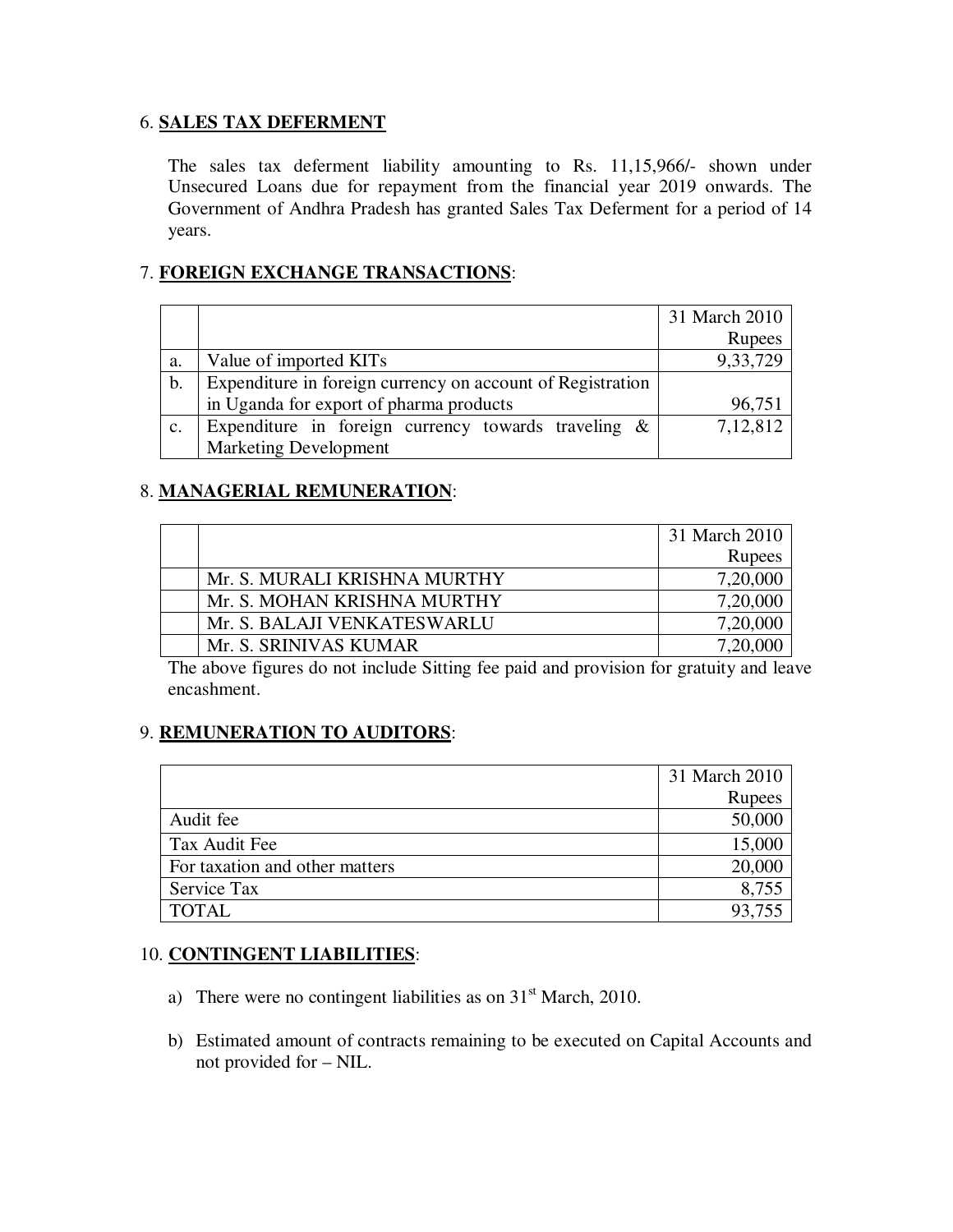6. **SALES TAX DEFERMENT**

The sales tax deferment liability amounting to Rs. 11,15,966/- shown under Unsecured Loans due for repayment from the financial year 2019 onwards. The Government of Andhra Pradesh has granted Sales Tax Deferment for a period of 14 years.

7. **FOREIGN EXCHANGE TRANSACTIONS**:

| | | 31 March 2010 Rupees |
|---|---|---|
| a. | Value of imported KITs | 9,33,729 |
| b. | Expenditure in foreign currency on account of Registration in Uganda for export of pharma products | 96,751 |
| c. | Expenditure in foreign currency towards traveling & Marketing Development | 7,12,812 |

8. **MANAGERIAL REMUNERATION**:

| | | 31 March 2010 Rupees |
|---|---|---|
| | Mr. S. MURALI KRISHNA MURTHY | 7,20,000 |
| | Mr. S. MOHAN KRISHNA MURTHY | 7,20,000 |
| | Mr. S. BALAJI VENKATESWARLU | 7,20,000 |
| | Mr. S. SRINIVAS KUMAR | 7,20,000 |

The above figures do not include Sitting fee paid and provision for gratuity and leave encashment.

9. **REMUNERATION TO AUDITORS**:

| | 31 March 2010 Rupees |
|---|---|
| Audit fee | 50,000 |
| Tax Audit Fee | 15,000 |
| For taxation and other matters | 20,000 |
| Service Tax | 8,755 |
| TOTAL | 93,755 |

10. **CONTINGENT LIABILITIES**:

a) There were no contingent liabilities as on 31st March, 2010.

b) Estimated amount of contracts remaining to be executed on Capital Accounts and not provided for – NIL.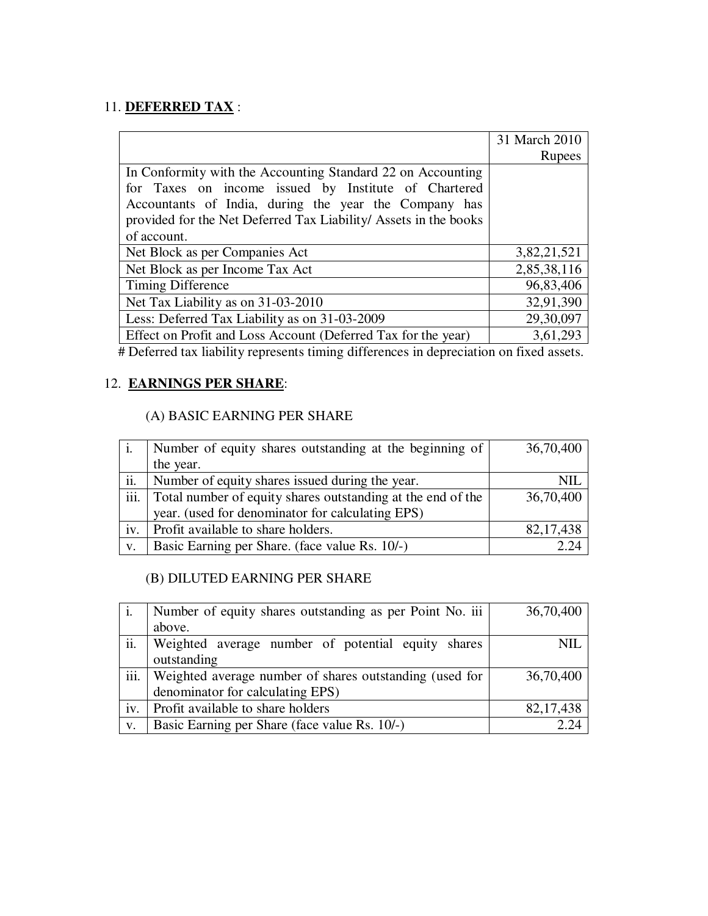11. **DEFERRED TAX** :

| | 31 March 2010 Rupees |
|---|---|
| In Conformity with the Accounting Standard 22 on Accounting for Taxes on income issued by Institute of Chartered Accountants of India, during the year the Company has provided for the Net Deferred Tax Liability/ Assets in the books of account. | |
| Net Block as per Companies Act | 3,82,21,521 |
| Net Block as per Income Tax Act | 2,85,38,116 |
| Timing Difference | 96,83,406 |
| Net Tax Liability as on 31-03-2010 | 32,91,390 |
| Less: Deferred Tax Liability as on 31-03-2009 | 29,30,097 |
| Effect on Profit and Loss Account (Deferred Tax for the year) | 3,61,293 |

# Deferred tax liability represents timing differences in depreciation on fixed assets.

12. **EARNINGS PER SHARE**:

(A) BASIC EARNING PER SHARE

| | | |
|---|---|---|
| i. | Number of equity shares outstanding at the beginning of the year. | 36,70,400 |
| ii. | Number of equity shares issued during the year. | NIL |
| iii. | Total number of equity shares outstanding at the end of the year. (used for denominator for calculating EPS) | 36,70,400 |
| iv. | Profit available to share holders. | 82,17,438 |
| v. | Basic Earning per Share. (face value Rs. 10/-) | 2.24 |

(B) DILUTED EARNING PER SHARE

| | | |
|---|---|---|
| i. | Number of equity shares outstanding as per Point No. iii above. | 36,70,400 |
| ii. | Weighted average number of potential equity shares outstanding | NIL |
| iii. | Weighted average number of shares outstanding (used for denominator for calculating EPS) | 36,70,400 |
| iv. | Profit available to share holders | 82,17,438 |
| v. | Basic Earning per Share (face value Rs. 10/-) | 2.24 |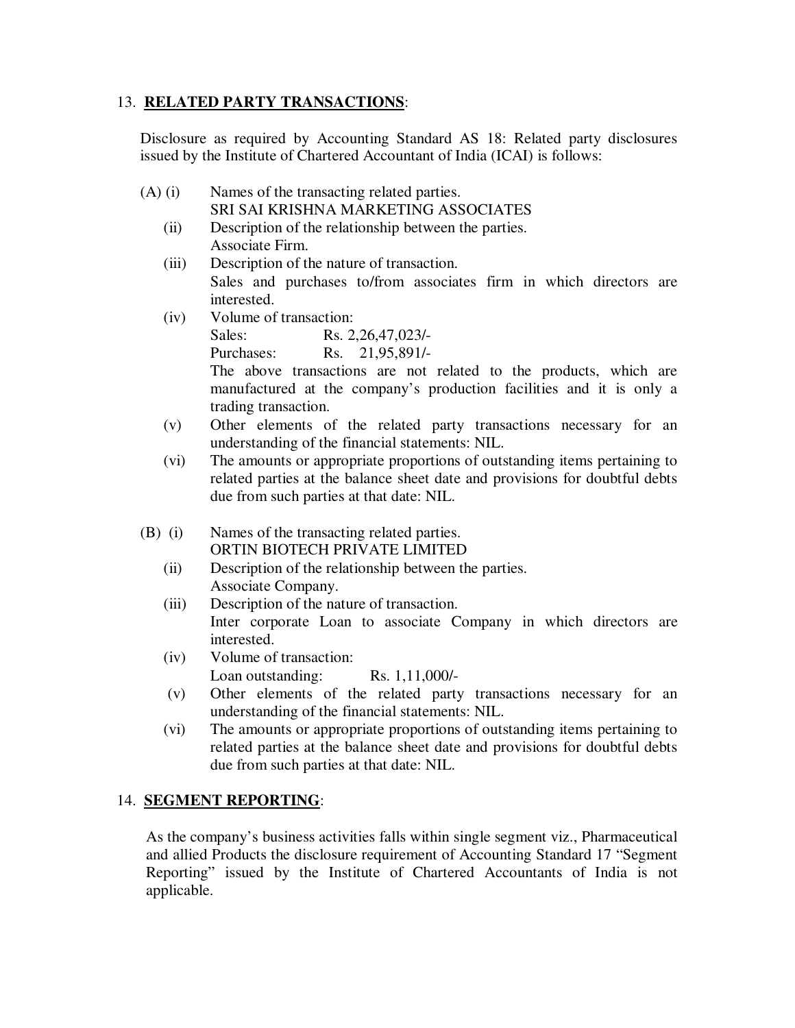## 13. **RELATED PARTY TRANSACTIONS**:

Disclosure as required by Accounting Standard AS 18: Related party disclosures issued by the Institute of Chartered Accountant of India (ICAI) is follows:

(A) (i) Names of the transacting related parties.
SRI SAI KRISHNA MARKETING ASSOCIATES

(ii) Description of the relationship between the parties.
Associate Firm.

(iii) Description of the nature of transaction.
Sales and purchases to/from associates firm in which directors are interested.

(iv) Volume of transaction:
Sales: Rs. 2,26,47,023/-
Purchases: Rs. 21,95,891/-
The above transactions are not related to the products, which are manufactured at the company's production facilities and it is only a trading transaction.

(v) Other elements of the related party transactions necessary for an understanding of the financial statements: NIL.

(vi) The amounts or appropriate proportions of outstanding items pertaining to related parties at the balance sheet date and provisions for doubtful debts due from such parties at that date: NIL.

(B) (i) Names of the transacting related parties.
ORTIN BIOTECH PRIVATE LIMITED

(ii) Description of the relationship between the parties.
Associate Company.

(iii) Description of the nature of transaction.
Inter corporate Loan to associate Company in which directors are interested.

(iv) Volume of transaction:
Loan outstanding: Rs. 1,11,000/-

(v) Other elements of the related party transactions necessary for an understanding of the financial statements: NIL.

(vi) The amounts or appropriate proportions of outstanding items pertaining to related parties at the balance sheet date and provisions for doubtful debts due from such parties at that date: NIL.

## 14. **SEGMENT REPORTING**:

As the company's business activities falls within single segment viz., Pharmaceutical and allied Products the disclosure requirement of Accounting Standard 17 "Segment Reporting" issued by the Institute of Chartered Accountants of India is not applicable.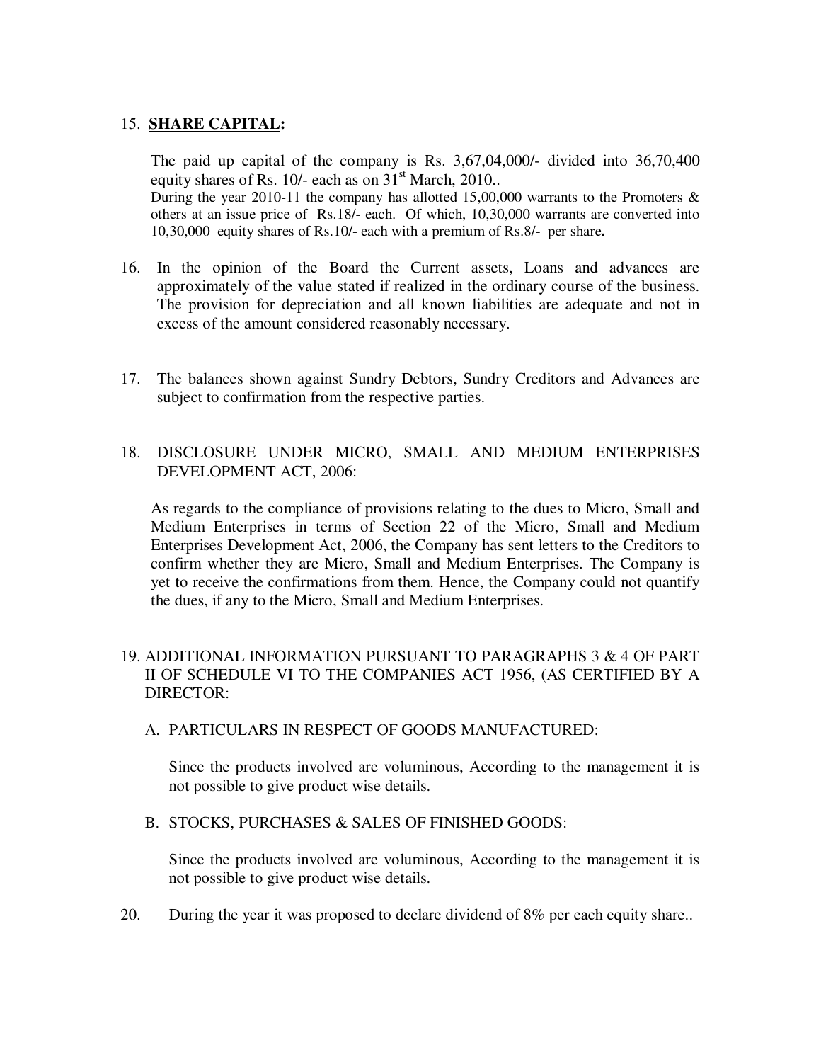15. **SHARE CAPITAL:**

The paid up capital of the company is Rs. 3,67,04,000/- divided into 36,70,400 equity shares of Rs. 10/- each as on 31st March, 2010..
During the year 2010-11 the company has allotted 15,00,000 warrants to the Promoters & others at an issue price of Rs.18/- each. Of which, 10,30,000 warrants are converted into 10,30,000 equity shares of Rs.10/- each with a premium of Rs.8/- per share**.**

16. In the opinion of the Board the Current assets, Loans and advances are approximately of the value stated if realized in the ordinary course of the business. The provision for depreciation and all known liabilities are adequate and not in excess of the amount considered reasonably necessary.

17. The balances shown against Sundry Debtors, Sundry Creditors and Advances are subject to confirmation from the respective parties.

18. DISCLOSURE UNDER MICRO, SMALL AND MEDIUM ENTERPRISES DEVELOPMENT ACT, 2006:

As regards to the compliance of provisions relating to the dues to Micro, Small and Medium Enterprises in terms of Section 22 of the Micro, Small and Medium Enterprises Development Act, 2006, the Company has sent letters to the Creditors to confirm whether they are Micro, Small and Medium Enterprises. The Company is yet to receive the confirmations from them. Hence, the Company could not quantify the dues, if any to the Micro, Small and Medium Enterprises.

19. ADDITIONAL INFORMATION PURSUANT TO PARAGRAPHS 3 & 4 OF PART II OF SCHEDULE VI TO THE COMPANIES ACT 1956, (AS CERTIFIED BY A DIRECTOR:

A. PARTICULARS IN RESPECT OF GOODS MANUFACTURED:

Since the products involved are voluminous, According to the management it is not possible to give product wise details.

B. STOCKS, PURCHASES & SALES OF FINISHED GOODS:

Since the products involved are voluminous, According to the management it is not possible to give product wise details.

20. During the year it was proposed to declare dividend of 8% per each equity share..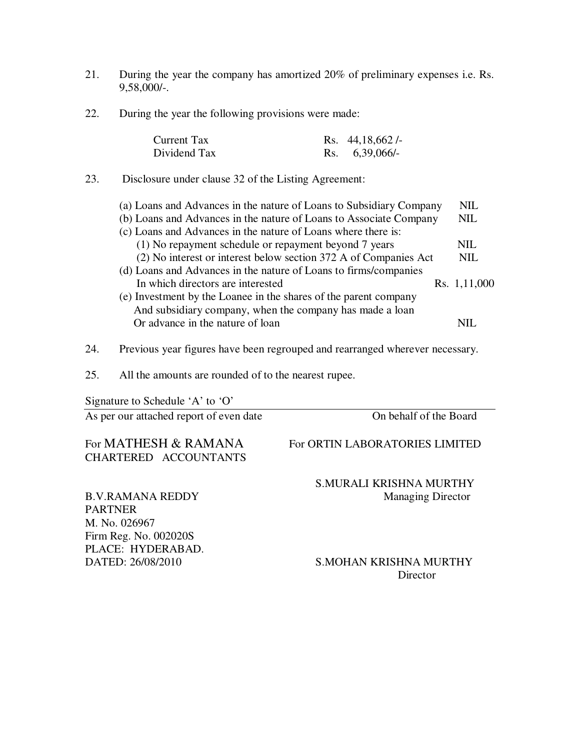21. During the year the company has amortized 20% of preliminary expenses i.e. Rs. 9,58,000/-.

22. During the year the following provisions were made:

| | |
|---|---|
| Current Tax | Rs. 44,18,662 /- |
| Dividend Tax | Rs. 6,39,066/- |

23. Disclosure under clause 32 of the Listing Agreement:

| | |
|---|---|
| (a) Loans and Advances in the nature of Loans to Subsidiary Company | NIL |
| (b) Loans and Advances in the nature of Loans to Associate Company | NIL |
| (c) Loans and Advances in the nature of Loans where there is: | |
| (1) No repayment schedule or repayment beyond 7 years | NIL |
| (2) No interest or interest below section 372 A of Companies Act | NIL |
| (d) Loans and Advances in the nature of Loans to firms/companies In which directors are interested | Rs. 1,11,000 |
| (e) Investment by the Loanee in the shares of the parent company And subsidiary company, when the company has made a loan Or advance in the nature of loan | NIL |

24. Previous year figures have been regrouped and rearranged wherever necessary.

25. All the amounts are rounded of to the nearest rupee.

Signature to Schedule 'A' to 'O'

As per our attached report of even date — On behalf of the Board

For MATHESH & RAMANA
CHARTERED ACCOUNTANTS

B.V.RAMANA REDDY
PARTNER
M. No. 026967
Firm Reg. No. 002020S
PLACE: HYDERABAD.
DATED: 26/08/2010

For ORTIN LABORATORIES LIMITED

S.MURALI KRISHNA MURTHY
Managing Director

S.MOHAN KRISHNA MURTHY
Director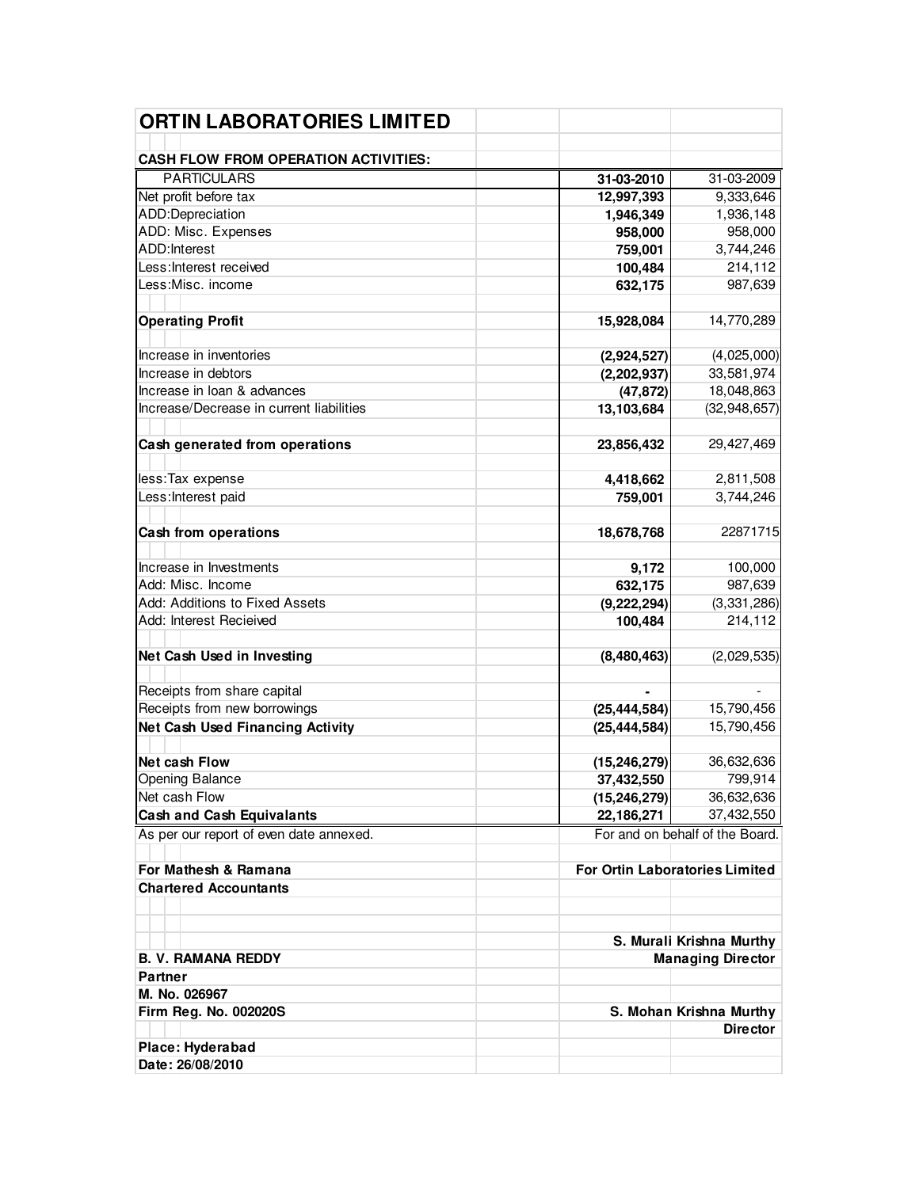# ORTIN LABORATORIES LIMITED

**CASH FLOW FROM OPERATION ACTIVITIES:**

| PARTICULARS | 31-03-2010 | 31-03-2009 |
|---|---|---|
| Net profit before tax | **12,997,393** | 9,333,646 |
| ADD:Depreciation | **1,946,349** | 1,936,148 |
| ADD: Misc. Expenses | **958,000** | 958,000 |
| ADD:Interest | **759,001** | 3,744,246 |
| Less:Interest received | **100,484** | 214,112 |
| Less:Misc. income | **632,175** | 987,639 |
| | | |
| **Operating Profit** | **15,928,084** | 14,770,289 |
| | | |
| Increase in inventories | **(2,924,527)** | (4,025,000) |
| Increase in debtors | **(2,202,937)** | 33,581,974 |
| Increase in loan & advances | **(47,872)** | 18,048,863 |
| Increase/Decrease in current liabilities | **13,103,684** | (32,948,657) |
| | | |
| **Cash generated from operations** | **23,856,432** | 29,427,469 |
| | | |
| less:Tax expense | **4,418,662** | 2,811,508 |
| Less:Interest paid | **759,001** | 3,744,246 |
| | | |
| **Cash from operations** | **18,678,768** | 22871715 |
| | | |
| Increase in Investments | **9,172** | 100,000 |
| Add: Misc. Income | **632,175** | 987,639 |
| Add: Additions to Fixed Assets | **(9,222,294)** | (3,331,286) |
| Add: Interest Recieived | **100,484** | 214,112 |
| | | |
| **Net Cash Used in Investing** | **(8,480,463)** | (2,029,535) |
| | | |
| Receipts from share capital | **-** | - |
| Receipts from new borrowings | **(25,444,584)** | 15,790,456 |
| **Net Cash Used Financing Activity** | **(25,444,584)** | 15,790,456 |
| | | |
| **Net cash Flow** | **(15,246,279)** | 36,632,636 |
| Opening Balance | **37,432,550** | 799,914 |
| Net cash Flow | **(15,246,279)** | 36,632,636 |
| **Cash and Cash Equivalants** | **22,186,271** | 37,432,550 |

As per our report of even date annexed. | For and on behalf of the Board.

**For Mathesh & Ramana**
**Chartered Accountants**

**For Ortin Laboratories Limited**

**S. Murali Krishna Murthy**
**Managing Director**

**B. V. RAMANA REDDY**
**Partner**
**M. No. 026967**
**Firm Reg. No. 002020S**

**S. Mohan Krishna Murthy**
**Director**

**Place: Hyderabad**
**Date: 26/08/2010**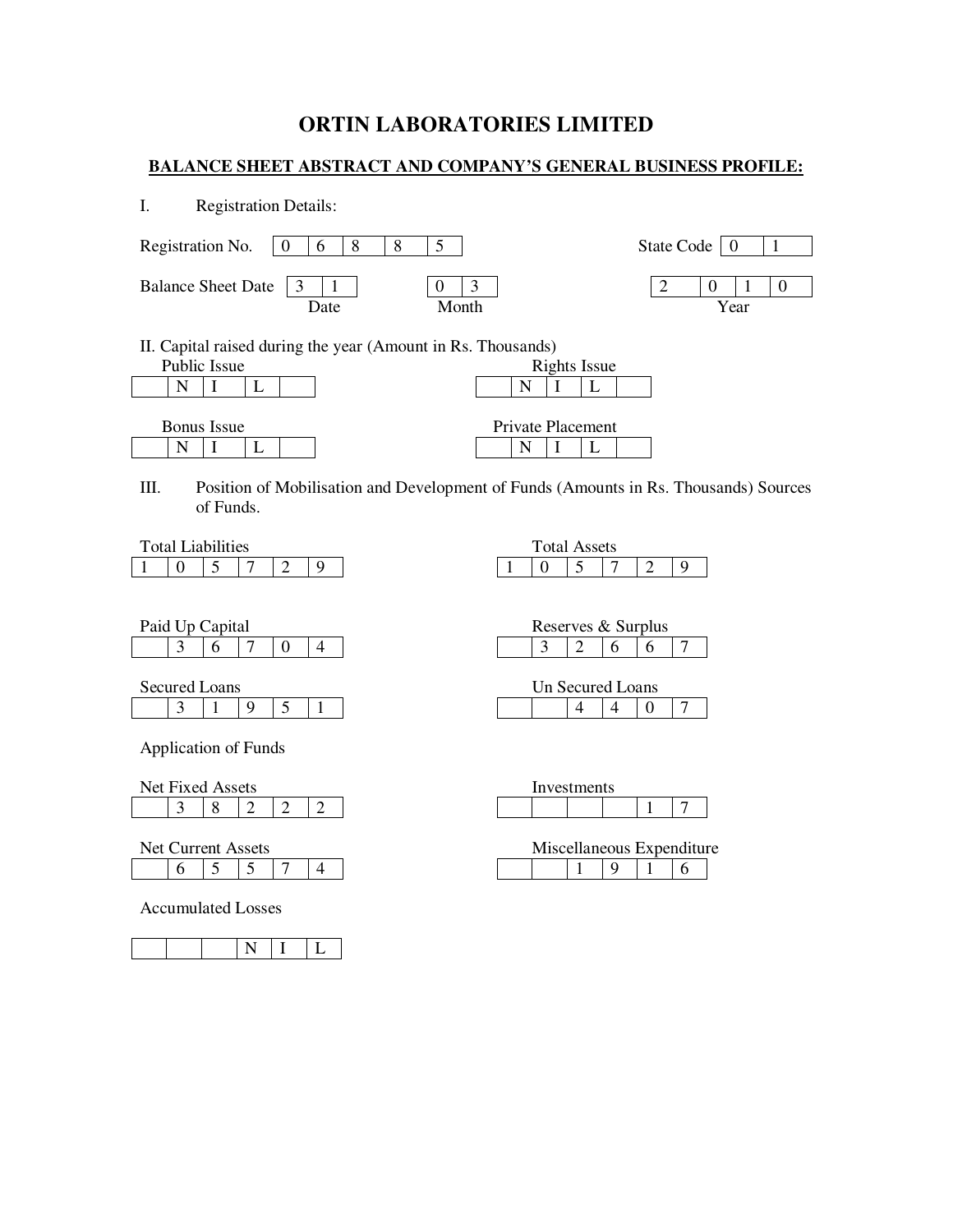# ORTIN LABORATORIES LIMITED

**BALANCE SHEET ABSTRACT AND COMPANY'S GENERAL BUSINESS PROFILE:**

I. Registration Details:

| Registration No. | 06885 | State Code | 01 |
|---|---|---|---|

| Balance Sheet Date | Date | Month | Year |
|---|---|---|---|
| | 31 | 03 | 2010 |

II. Capital raised during the year (Amount in Rs. Thousands)

| Public Issue | Rights Issue |
|---|---|
| NIL | NIL |

| Bonus Issue | Private Placement |
|---|---|
| NIL | NIL |

III. Position of Mobilisation and Development of Funds (Amounts in Rs. Thousands) Sources of Funds.

| Total Liabilities | Total Assets |
|---|---|
| 105729 | 105729 |

| Paid Up Capital | Reserves & Surplus |
|---|---|
| 36704 | 32667 |

| Secured Loans | Un Secured Loans |
|---|---|
| 31951 | 4407 |

Application of Funds

| Net Fixed Assets | Investments |
|---|---|
| 38222 | 17 |

| Net Current Assets | Miscellaneous Expenditure |
|---|---|
| 65574 | 1916 |

| Accumulated Losses |
|---|
| NIL |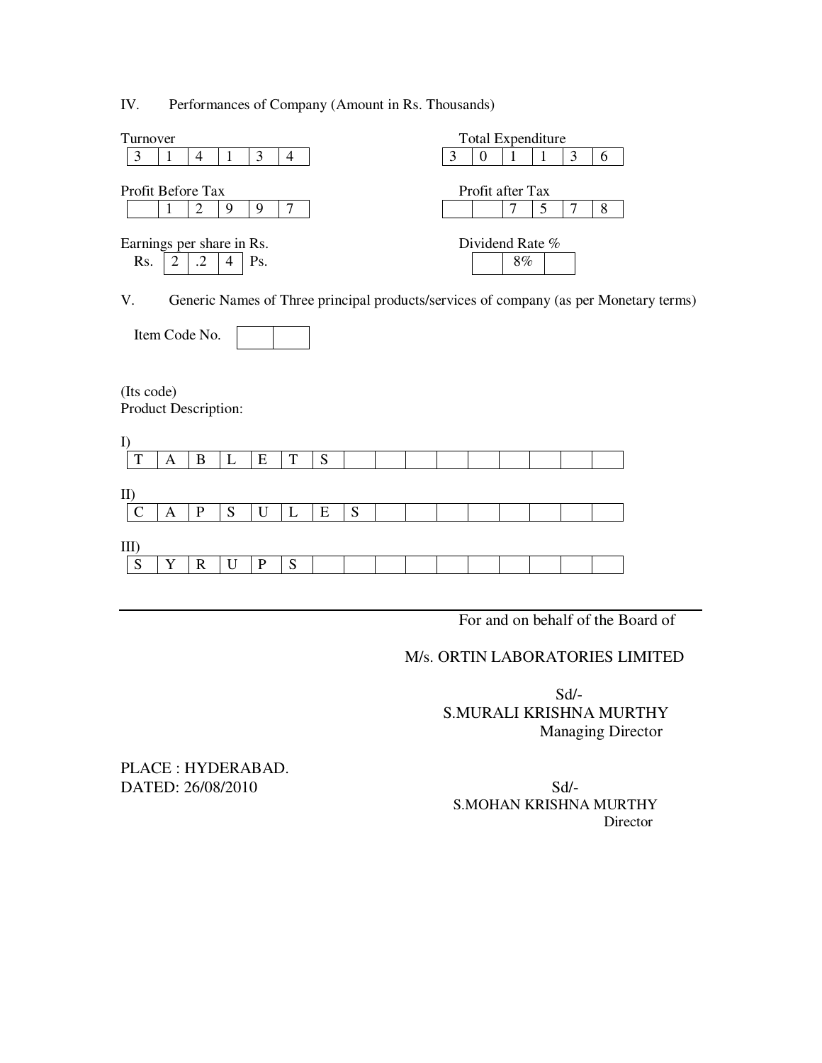IV. Performances of Company (Amount in Rs. Thousands)

| Turnover | Total Expenditure |
|---|---|
| 314134 | 301136 |

| Profit Before Tax | Profit after Tax |
|---|---|
| 12997 | 7578 |

| Earnings per share in Rs. | Dividend Rate % |
|---|---|
| Rs. 2.24 Ps. | 8% |

V. Generic Names of Three principal products/services of company (as per Monetary terms)

Item Code No.

(Its code)
Product Description:

I) TABLETS

II) CAPSULES

III) SYRUPS

For and on behalf of the Board of

M/s. ORTIN LABORATORIES LIMITED

Sd/-
S.MURALI KRISHNA MURTHY
Managing Director

PLACE : HYDERABAD.
DATED: 26/08/2010

Sd/-
S.MOHAN KRISHNA MURTHY
Director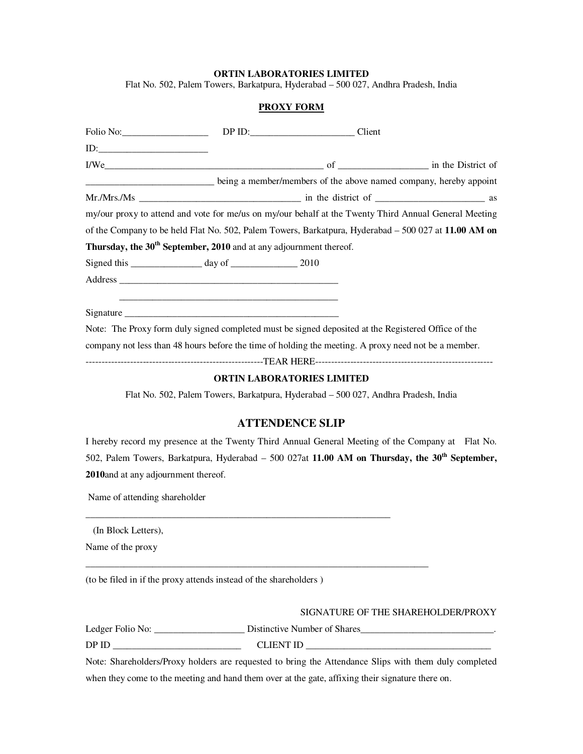**ORTIN LABORATORIES LIMITED**

Flat No. 502, Palem Towers, Barkatpura, Hyderabad – 500 027, Andhra Pradesh, India

**PROXY FORM**

Folio No:__________________ DP ID:______________________ Client ID:_______________________

I/We_______________________________________________ of ___________________ in the District of ___________________________ being a member/members of the above named company, hereby appoint Mr./Mrs./Ms __________________________________ in the district of _______________________ as my/our proxy to attend and vote for me/us on my/our behalf at the Twenty Third Annual General Meeting of the Company to be held Flat No. 502, Palem Towers, Barkatpura, Hyderabad – 500 027 at **11.00 AM on Thursday, the 30th September, 2010** and at any adjournment thereof.

Signed this _______________ day of ______________ 2010

Address _______________________________________________

_______________________________________________

Signature _______________________________________________

Note: The Proxy form duly signed completed must be signed deposited at the Registered Office of the company not less than 48 hours before the time of holding the meeting. A proxy need not be a member.

-------------------------------------------------------TEAR HERE-------------------------------------------------------

**ORTIN LABORATORIES LIMITED**

Flat No. 502, Palem Towers, Barkatpura, Hyderabad – 500 027, Andhra Pradesh, India

## ATTENDENCE SLIP

I hereby record my presence at the Twenty Third Annual General Meeting of the Company at Flat No. 502, Palem Towers, Barkatpura, Hyderabad – 500 027at **11.00 AM on Thursday, the 30th September, 2010**and at any adjournment thereof.

Name of attending shareholder

_________________________________________________________________

(In Block Letters),

Name of the proxy

_________________________________________________________________________

(to be filed in if the proxy attends instead of the shareholders )

SIGNATURE OF THE SHAREHOLDER/PROXY

Ledger Folio No: ___________________ Distinctive Number of Shares____________________________.

DP ID ___________________________ CLIENT ID ________________________________________

Note: Shareholders/Proxy holders are requested to bring the Attendance Slips with them duly completed when they come to the meeting and hand them over at the gate, affixing their signature there on.